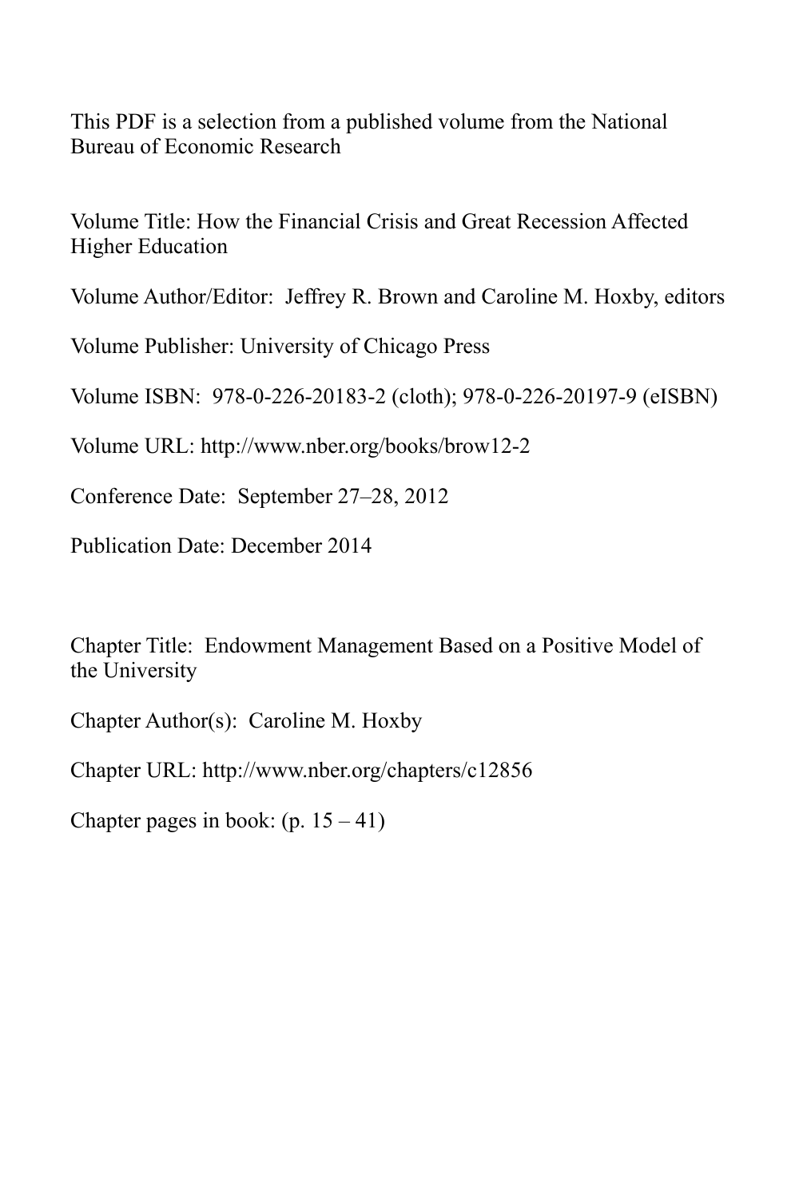This PDF is a selection from a published volume from the National Bureau of Economic Research

Volume Title: How the Financial Crisis and Great Recession Affected Higher Education

Volume Author/Editor: Jeffrey R. Brown and Caroline M. Hoxby, editors

Volume Publisher: University of Chicago Press

Volume ISBN: 978-0-226-20183-2 (cloth); 978-0-226-20197-9 (eISBN)

Volume URL: http://www.nber.org/books/brow12-2

Conference Date: September 27–28, 2012

Publication Date: December 2014

Chapter Title: Endowment Management Based on a Positive Model of the University

Chapter Author(s): Caroline M. Hoxby

Chapter URL: http://www.nber.org/chapters/c12856

Chapter pages in book: (p. 15 – 41)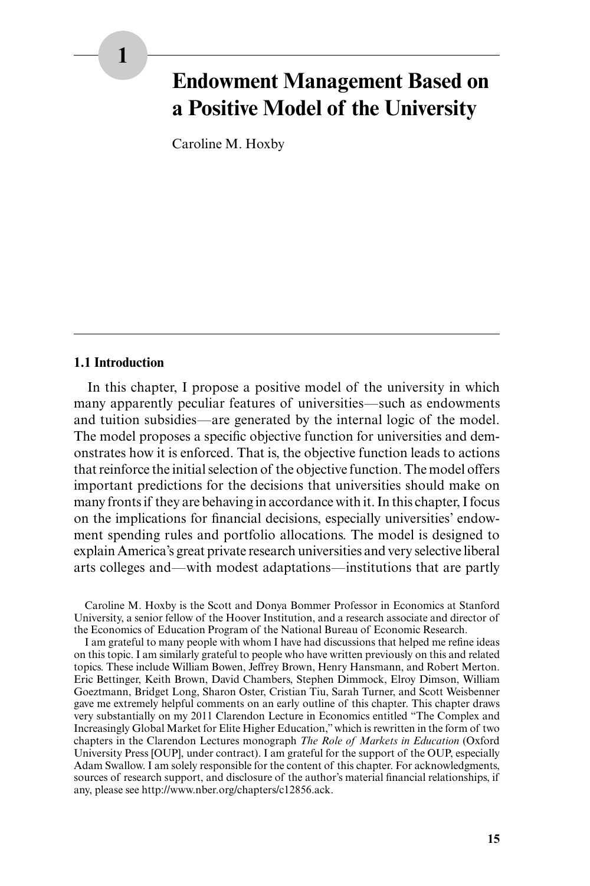# 1 Endowment Management Based on a Positive Model of the University

Caroline M. Hoxby

## 1.1 Introduction

In this chapter, I propose a positive model of the university in which many apparently peculiar features of universities—such as endowments and tuition subsidies—are generated by the internal logic of the model. The model proposes a specific objective function for universities and demonstrates how it is enforced. That is, the objective function leads to actions that reinforce the initial selection of the objective function. The model offers important predictions for the decisions that universities should make on many fronts if they are behaving in accordance with it. In this chapter, I focus on the implications for financial decisions, especially universities' endowment spending rules and portfolio allocations. The model is designed to explain America's great private research universities and very selective liberal arts colleges and—with modest adaptations—institutions that are partly

Caroline M. Hoxby is the Scott and Donya Bommer Professor in Economics at Stanford University, a senior fellow of the Hoover Institution, and a research associate and director of the Economics of Education Program of the National Bureau of Economic Research.

I am grateful to many people with whom I have had discussions that helped me refine ideas on this topic. I am similarly grateful to people who have written previously on this and related topics. These include William Bowen, Jeffrey Brown, Henry Hansmann, and Robert Merton. Eric Bettinger, Keith Brown, David Chambers, Stephen Dimmock, Elroy Dimson, William Goeztmann, Bridget Long, Sharon Oster, Cristian Tiu, Sarah Turner, and Scott Weisbenner gave me extremely helpful comments on an early outline of this chapter. This chapter draws very substantially on my 2011 Clarendon Lecture in Economics entitled "The Complex and Increasingly Global Market for Elite Higher Education," which is rewritten in the form of two chapters in the Clarendon Lectures monograph *The Role of Markets in Education* (Oxford University Press [OUP], under contract). I am grateful for the support of the OUP, especially Adam Swallow. I am solely responsible for the content of this chapter. For acknowledgments, sources of research support, and disclosure of the author's material financial relationships, if any, please see http://www.nber.org/chapters/c12856.ack.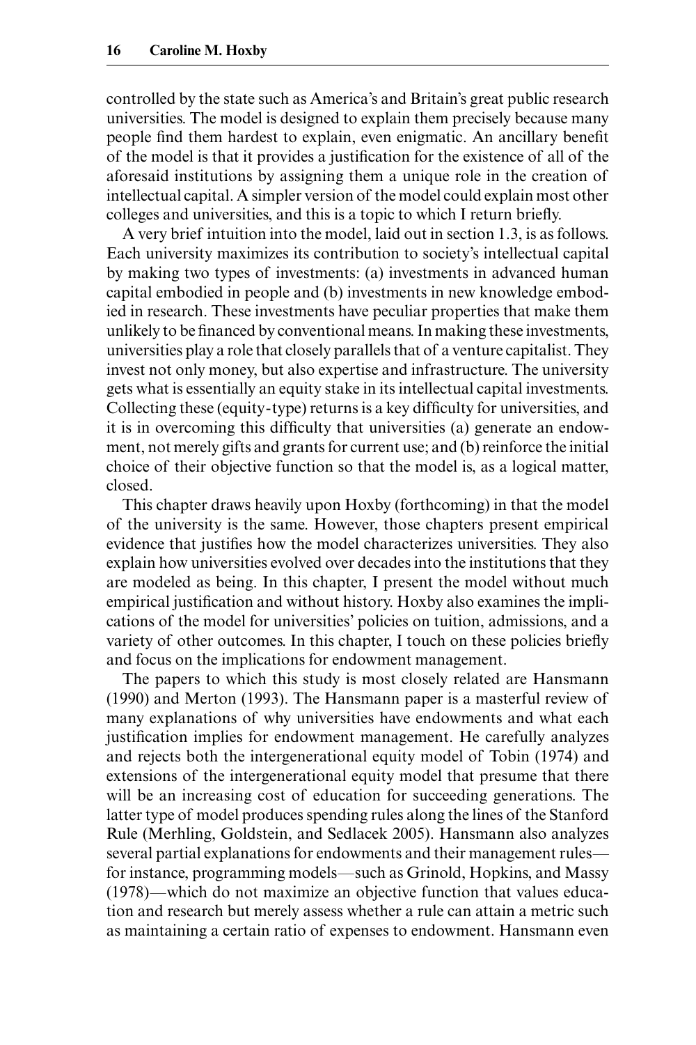controlled by the state such as America's and Britain's great public research universities. The model is designed to explain them precisely because many people find them hardest to explain, even enigmatic. An ancillary benefit of the model is that it provides a justification for the existence of all of the aforesaid institutions by assigning them a unique role in the creation of intellectual capital. A simpler version of the model could explain most other colleges and universities, and this is a topic to which I return briefly.

A very brief intuition into the model, laid out in section 1.3, is as follows. Each university maximizes its contribution to society's intellectual capital by making two types of investments: (a) investments in advanced human capital embodied in people and (b) investments in new knowledge embodied in research. These investments have peculiar properties that make them unlikely to be financed by conventional means. In making these investments, universities play a role that closely parallels that of a venture capitalist. They invest not only money, but also expertise and infrastructure. The university gets what is essentially an equity stake in its intellectual capital investments. Collecting these (equity-type) returns is a key difficulty for universities, and it is in overcoming this difficulty that universities (a) generate an endowment, not merely gifts and grants for current use; and (b) reinforce the initial choice of their objective function so that the model is, as a logical matter, closed.

This chapter draws heavily upon Hoxby (forthcoming) in that the model of the university is the same. However, those chapters present empirical evidence that justifies how the model characterizes universities. They also explain how universities evolved over decades into the institutions that they are modeled as being. In this chapter, I present the model without much empirical justification and without history. Hoxby also examines the implications of the model for universities' policies on tuition, admissions, and a variety of other outcomes. In this chapter, I touch on these policies briefly and focus on the implications for endowment management.

The papers to which this study is most closely related are Hansmann (1990) and Merton (1993). The Hansmann paper is a masterful review of many explanations of why universities have endowments and what each justification implies for endowment management. He carefully analyzes and rejects both the intergenerational equity model of Tobin (1974) and extensions of the intergenerational equity model that presume that there will be an increasing cost of education for succeeding generations. The latter type of model produces spending rules along the lines of the Stanford Rule (Merhling, Goldstein, and Sedlacek 2005). Hansmann also analyzes several partial explanations for endowments and their management rules—for instance, programming models—such as Grinold, Hopkins, and Massy (1978)—which do not maximize an objective function that values education and research but merely assess whether a rule can attain a metric such as maintaining a certain ratio of expenses to endowment. Hansmann even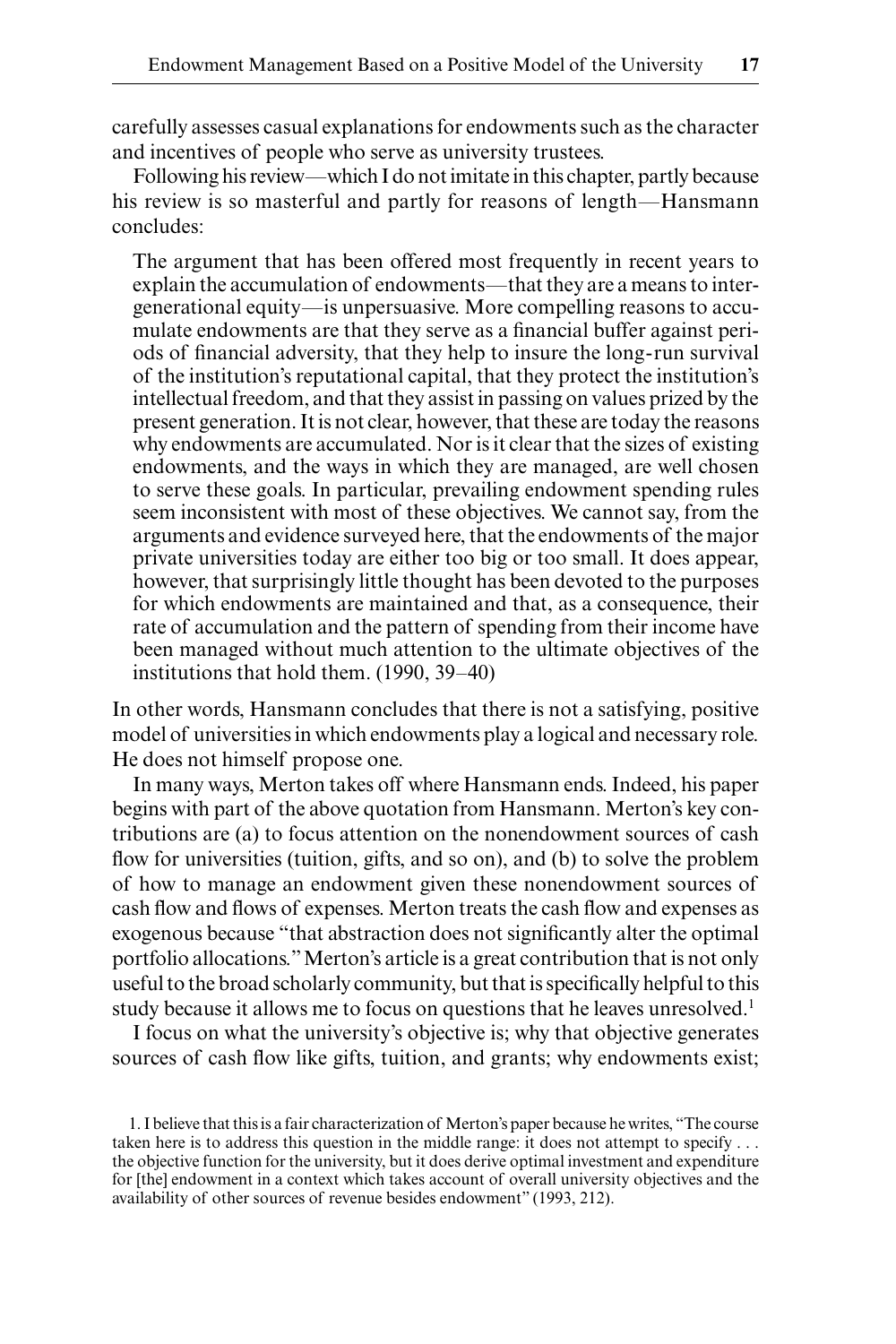carefully assesses casual explanations for endowments such as the character and incentives of people who serve as university trustees.

Following his review—which I do not imitate in this chapter, partly because his review is so masterful and partly for reasons of length—Hansmann concludes:

> The argument that has been offered most frequently in recent years to explain the accumulation of endowments—that they are a means to intergenerational equity—is unpersuasive. More compelling reasons to accumulate endowments are that they serve as a financial buffer against periods of financial adversity, that they help to insure the long-run survival of the institution's reputational capital, that they protect the institution's intellectual freedom, and that they assist in passing on values prized by the present generation. It is not clear, however, that these are today the reasons why endowments are accumulated. Nor is it clear that the sizes of existing endowments, and the ways in which they are managed, are well chosen to serve these goals. In particular, prevailing endowment spending rules seem inconsistent with most of these objectives. We cannot say, from the arguments and evidence surveyed here, that the endowments of the major private universities today are either too big or too small. It does appear, however, that surprisingly little thought has been devoted to the purposes for which endowments are maintained and that, as a consequence, their rate of accumulation and the pattern of spending from their income have been managed without much attention to the ultimate objectives of the institutions that hold them. (1990, 39–40)

In other words, Hansmann concludes that there is not a satisfying, positive model of universities in which endowments play a logical and necessary role. He does not himself propose one.

In many ways, Merton takes off where Hansmann ends. Indeed, his paper begins with part of the above quotation from Hansmann. Merton's key contributions are (a) to focus attention on the nonendowment sources of cash flow for universities (tuition, gifts, and so on), and (b) to solve the problem of how to manage an endowment given these nonendowment sources of cash flow and flows of expenses. Merton treats the cash flow and expenses as exogenous because "that abstraction does not significantly alter the optimal portfolio allocations." Merton's article is a great contribution that is not only useful to the broad scholarly community, but that is specifically helpful to this study because it allows me to focus on questions that he leaves unresolved.[1]

I focus on what the university's objective is; why that objective generates sources of cash flow like gifts, tuition, and grants; why endowments exist;

1. I believe that this is a fair characterization of Merton's paper because he writes, "The course taken here is to address this question in the middle range: it does not attempt to specify . . . the objective function for the university, but it does derive optimal investment and expenditure for [the] endowment in a context which takes account of overall university objectives and the availability of other sources of revenue besides endowment" (1993, 212).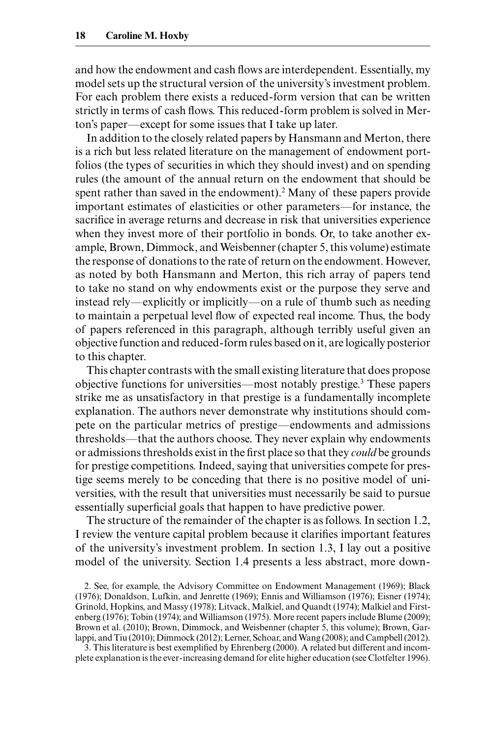and how the endowment and cash flows are interdependent. Essentially, my model sets up the structural version of the university's investment problem. For each problem there exists a reduced-form version that can be written strictly in terms of cash flows. This reduced-form problem is solved in Merton's paper—except for some issues that I take up later.

In addition to the closely related papers by Hansmann and Merton, there is a rich but less related literature on the management of endowment portfolios (the types of securities in which they should invest) and on spending rules (the amount of the annual return on the endowment that should be spent rather than saved in the endowment).[2] Many of these papers provide important estimates of elasticities or other parameters—for instance, the sacrifice in average returns and decrease in risk that universities experience when they invest more of their portfolio in bonds. Or, to take another example, Brown, Dimmock, and Weisbenner (chapter 5, this volume) estimate the response of donations to the rate of return on the endowment. However, as noted by both Hansmann and Merton, this rich array of papers tend to take no stand on why endowments exist or the purpose they serve and instead rely—explicitly or implicitly—on a rule of thumb such as needing to maintain a perpetual level flow of expected real income. Thus, the body of papers referenced in this paragraph, although terribly useful given an objective function and reduced-form rules based on it, are logically posterior to this chapter.

This chapter contrasts with the small existing literature that does propose objective functions for universities—most notably prestige.[3] These papers strike me as unsatisfactory in that prestige is a fundamentally incomplete explanation. The authors never demonstrate why institutions should compete on the particular metrics of prestige—endowments and admissions thresholds—that the authors choose. They never explain why endowments or admissions thresholds exist in the first place so that they *could* be grounds for prestige competitions. Indeed, saying that universities compete for prestige seems merely to be conceding that there is no positive model of universities, with the result that universities must necessarily be said to pursue essentially superficial goals that happen to have predictive power.

The structure of the remainder of the chapter is as follows. In section 1.2, I review the venture capital problem because it clarifies important features of the university's investment problem. In section 1.3, I lay out a positive model of the university. Section 1.4 presents a less abstract, more down-

2. See, for example, the Advisory Committee on Endowment Management (1969); Black (1976); Donaldson, Lufkin, and Jenrette (1969); Ennis and Williamson (1976); Eisner (1974); Grinold, Hopkins, and Massy (1978); Litvack, Malkiel, and Quandt (1974); Malkiel and Firstenberg (1976); Tobin (1974); and Williamson (1975). More recent papers include Blume (2009); Brown et al. (2010); Brown, Dimmock, and Weisbenner (chapter 5, this volume); Brown, Garlappi, and Tiu (2010); Dimmock (2012); Lerner, Schoar, and Wang (2008); and Campbell (2012).

3. This literature is best exemplified by Ehrenberg (2000). A related but different and incomplete explanation is the ever-increasing demand for elite higher education (see Clotfelter 1996).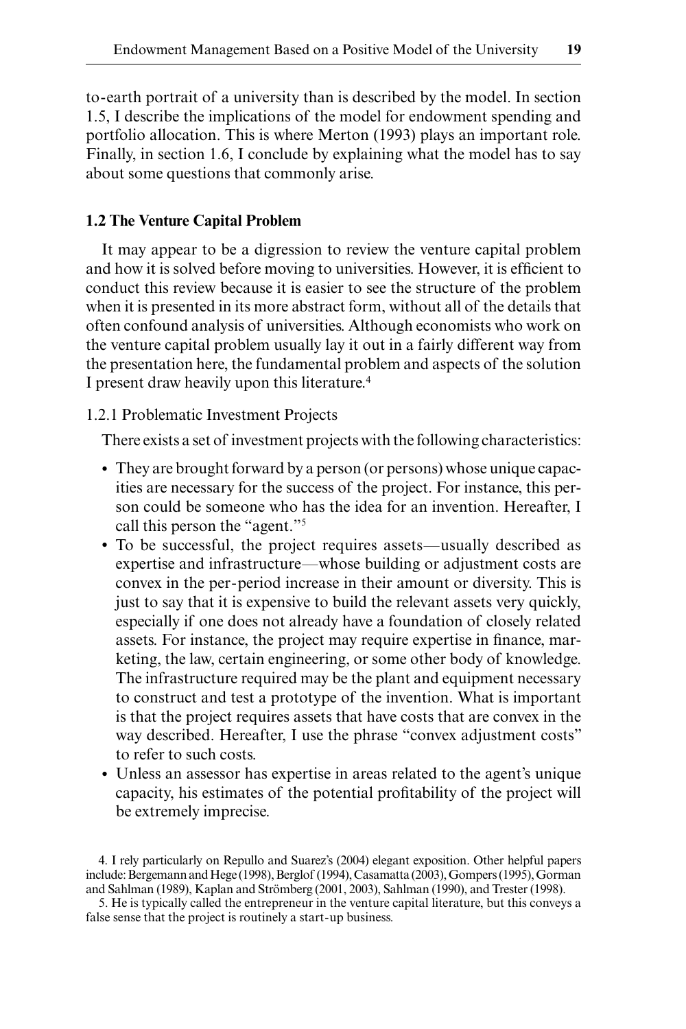to-earth portrait of a university than is described by the model. In section 1.5, I describe the implications of the model for endowment spending and portfolio allocation. This is where Merton (1993) plays an important role. Finally, in section 1.6, I conclude by explaining what the model has to say about some questions that commonly arise.

## 1.2 The Venture Capital Problem

It may appear to be a digression to review the venture capital problem and how it is solved before moving to universities. However, it is efficient to conduct this review because it is easier to see the structure of the problem when it is presented in its more abstract form, without all of the details that often confound analysis of universities. Although economists who work on the venture capital problem usually lay it out in a fairly different way from the presentation here, the fundamental problem and aspects of the solution I present draw heavily upon this literature.[4]

### 1.2.1 Problematic Investment Projects

There exists a set of investment projects with the following characteristics:

- They are brought forward by a person (or persons) whose unique capacities are necessary for the success of the project. For instance, this person could be someone who has the idea for an invention. Hereafter, I call this person the "agent."[5]
- To be successful, the project requires assets—usually described as expertise and infrastructure—whose building or adjustment costs are convex in the per-period increase in their amount or diversity. This is just to say that it is expensive to build the relevant assets very quickly, especially if one does not already have a foundation of closely related assets. For instance, the project may require expertise in finance, marketing, the law, certain engineering, or some other body of knowledge. The infrastructure required may be the plant and equipment necessary to construct and test a prototype of the invention. What is important is that the project requires assets that have costs that are convex in the way described. Hereafter, I use the phrase "convex adjustment costs" to refer to such costs.
- Unless an assessor has expertise in areas related to the agent's unique capacity, his estimates of the potential profitability of the project will be extremely imprecise.

4. I rely particularly on Repullo and Suarez's (2004) elegant exposition. Other helpful papers include: Bergemann and Hege (1998), Berglof (1994), Casamatta (2003), Gompers (1995), Gorman and Sahlman (1989), Kaplan and Strömberg (2001, 2003), Sahlman (1990), and Trester (1998).

5. He is typically called the entrepreneur in the venture capital literature, but this conveys a false sense that the project is routinely a start-up business.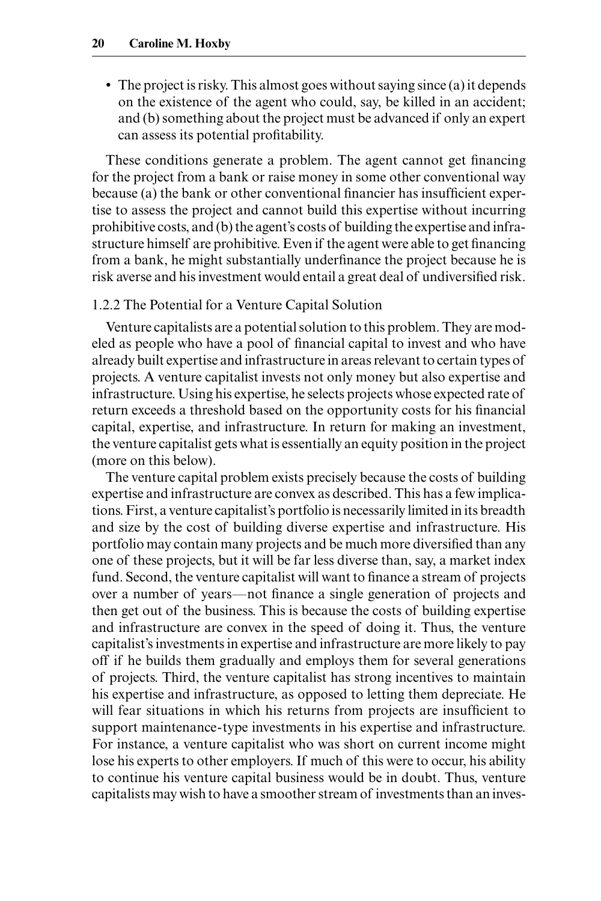- The project is risky. This almost goes without saying since (a) it depends on the existence of the agent who could, say, be killed in an accident; and (b) something about the project must be advanced if only an expert can assess its potential profitability.

These conditions generate a problem. The agent cannot get financing for the project from a bank or raise money in some other conventional way because (a) the bank or other conventional financier has insufficient expertise to assess the project and cannot build this expertise without incurring prohibitive costs, and (b) the agent's costs of building the expertise and infrastructure himself are prohibitive. Even if the agent were able to get financing from a bank, he might substantially underfinance the project because he is risk averse and his investment would entail a great deal of undiversified risk.

### 1.2.2 The Potential for a Venture Capital Solution

Venture capitalists are a potential solution to this problem. They are modeled as people who have a pool of financial capital to invest and who have already built expertise and infrastructure in areas relevant to certain types of projects. A venture capitalist invests not only money but also expertise and infrastructure. Using his expertise, he selects projects whose expected rate of return exceeds a threshold based on the opportunity costs for his financial capital, expertise, and infrastructure. In return for making an investment, the venture capitalist gets what is essentially an equity position in the project (more on this below).

The venture capital problem exists precisely because the costs of building expertise and infrastructure are convex as described. This has a few implications. First, a venture capitalist's portfolio is necessarily limited in its breadth and size by the cost of building diverse expertise and infrastructure. His portfolio may contain many projects and be much more diversified than any one of these projects, but it will be far less diverse than, say, a market index fund. Second, the venture capitalist will want to finance a stream of projects over a number of years—not finance a single generation of projects and then get out of the business. This is because the costs of building expertise and infrastructure are convex in the speed of doing it. Thus, the venture capitalist's investments in expertise and infrastructure are more likely to pay off if he builds them gradually and employs them for several generations of projects. Third, the venture capitalist has strong incentives to maintain his expertise and infrastructure, as opposed to letting them depreciate. He will fear situations in which his returns from projects are insufficient to support maintenance-type investments in his expertise and infrastructure. For instance, a venture capitalist who was short on current income might lose his experts to other employers. If much of this were to occur, his ability to continue his venture capital business would be in doubt. Thus, venture capitalists may wish to have a smoother stream of investments than an inves-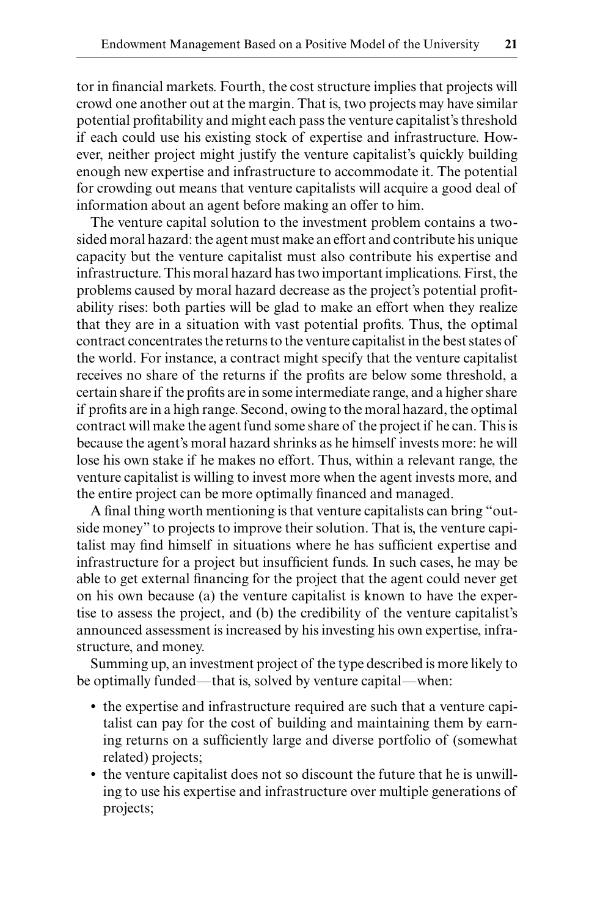tor in financial markets. Fourth, the cost structure implies that projects will crowd one another out at the margin. That is, two projects may have similar potential profitability and might each pass the venture capitalist's threshold if each could use his existing stock of expertise and infrastructure. However, neither project might justify the venture capitalist's quickly building enough new expertise and infrastructure to accommodate it. The potential for crowding out means that venture capitalists will acquire a good deal of information about an agent before making an offer to him.

The venture capital solution to the investment problem contains a two-sided moral hazard: the agent must make an effort and contribute his unique capacity but the venture capitalist must also contribute his expertise and infrastructure. This moral hazard has two important implications. First, the problems caused by moral hazard decrease as the project's potential profitability rises: both parties will be glad to make an effort when they realize that they are in a situation with vast potential profits. Thus, the optimal contract concentrates the returns to the venture capitalist in the best states of the world. For instance, a contract might specify that the venture capitalist receives no share of the returns if the profits are below some threshold, a certain share if the profits are in some intermediate range, and a higher share if profits are in a high range. Second, owing to the moral hazard, the optimal contract will make the agent fund some share of the project if he can. This is because the agent's moral hazard shrinks as he himself invests more: he will lose his own stake if he makes no effort. Thus, within a relevant range, the venture capitalist is willing to invest more when the agent invests more, and the entire project can be more optimally financed and managed.

A final thing worth mentioning is that venture capitalists can bring "outside money" to projects to improve their solution. That is, the venture capitalist may find himself in situations where he has sufficient expertise and infrastructure for a project but insufficient funds. In such cases, he may be able to get external financing for the project that the agent could never get on his own because (a) the venture capitalist is known to have the expertise to assess the project, and (b) the credibility of the venture capitalist's announced assessment is increased by his investing his own expertise, infrastructure, and money.

Summing up, an investment project of the type described is more likely to be optimally funded—that is, solved by venture capital—when:

- the expertise and infrastructure required are such that a venture capitalist can pay for the cost of building and maintaining them by earning returns on a sufficiently large and diverse portfolio of (somewhat related) projects;
- the venture capitalist does not so discount the future that he is unwilling to use his expertise and infrastructure over multiple generations of projects;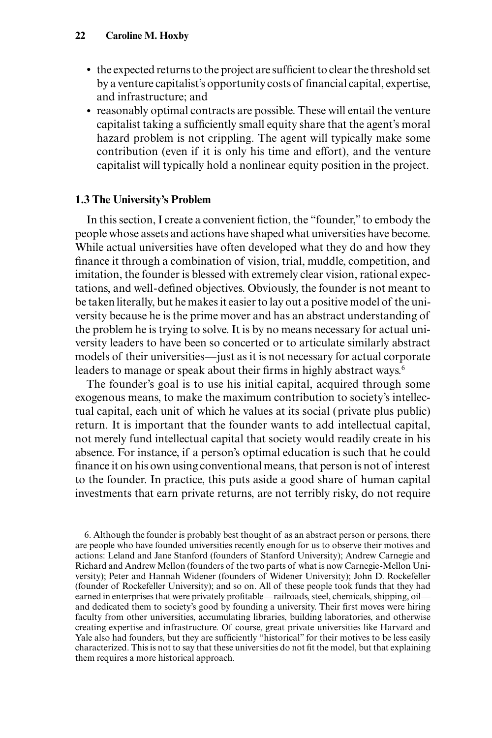- the expected returns to the project are sufficient to clear the threshold set by a venture capitalist's opportunity costs of financial capital, expertise, and infrastructure; and
- reasonably optimal contracts are possible. These will entail the venture capitalist taking a sufficiently small equity share that the agent's moral hazard problem is not crippling. The agent will typically make some contribution (even if it is only his time and effort), and the venture capitalist will typically hold a nonlinear equity position in the project.

### 1.3 The University's Problem

In this section, I create a convenient fiction, the "founder," to embody the people whose assets and actions have shaped what universities have become. While actual universities have often developed what they do and how they finance it through a combination of vision, trial, muddle, competition, and imitation, the founder is blessed with extremely clear vision, rational expectations, and well-defined objectives. Obviously, the founder is not meant to be taken literally, but he makes it easier to lay out a positive model of the university because he is the prime mover and has an abstract understanding of the problem he is trying to solve. It is by no means necessary for actual university leaders to have been so concerted or to articulate similarly abstract models of their universities—just as it is not necessary for actual corporate leaders to manage or speak about their firms in highly abstract ways.[6]

The founder's goal is to use his initial capital, acquired through some exogenous means, to make the maximum contribution to society's intellectual capital, each unit of which he values at its social (private plus public) return. It is important that the founder wants to add intellectual capital, not merely fund intellectual capital that society would readily create in his absence. For instance, if a person's optimal education is such that he could finance it on his own using conventional means, that person is not of interest to the founder. In practice, this puts aside a good share of human capital investments that earn private returns, are not terribly risky, do not require

6. Although the founder is probably best thought of as an abstract person or persons, there are people who have founded universities recently enough for us to observe their motives and actions: Leland and Jane Stanford (founders of Stanford University); Andrew Carnegie and Richard and Andrew Mellon (founders of the two parts of what is now Carnegie-Mellon University); Peter and Hannah Widener (founders of Widener University); John D. Rockefeller (founder of Rockefeller University); and so on. All of these people took funds that they had earned in enterprises that were privately profitable—railroads, steel, chemicals, shipping, oil—and dedicated them to society's good by founding a university. Their first moves were hiring faculty from other universities, accumulating libraries, building laboratories, and otherwise creating expertise and infrastructure. Of course, great private universities like Harvard and Yale also had founders, but they are sufficiently "historical" for their motives to be less easily characterized. This is not to say that these universities do not fit the model, but that explaining them requires a more historical approach.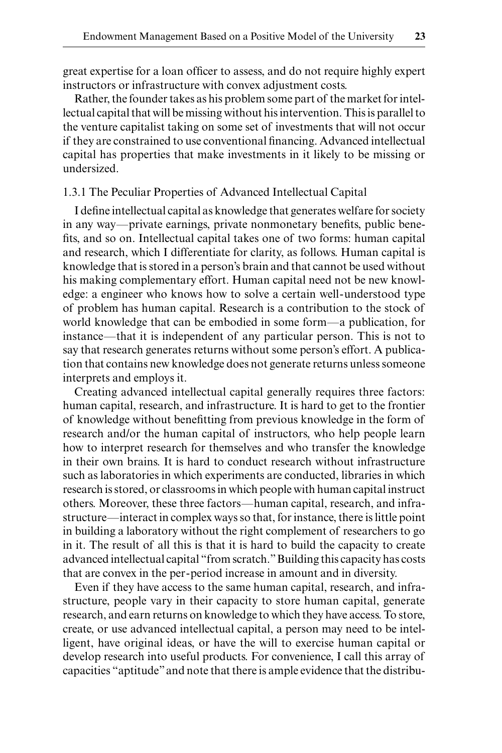great expertise for a loan officer to assess, and do not require highly expert instructors or infrastructure with convex adjustment costs.

Rather, the founder takes as his problem some part of the market for intellectual capital that will be missing without his intervention. This is parallel to the venture capitalist taking on some set of investments that will not occur if they are constrained to use conventional financing. Advanced intellectual capital has properties that make investments in it likely to be missing or undersized.

### 1.3.1 The Peculiar Properties of Advanced Intellectual Capital

I define intellectual capital as knowledge that generates welfare for society in any way—private earnings, private nonmonetary benefits, public benefits, and so on. Intellectual capital takes one of two forms: human capital and research, which I differentiate for clarity, as follows. Human capital is knowledge that is stored in a person's brain and that cannot be used without his making complementary effort. Human capital need not be new knowledge: a engineer who knows how to solve a certain well-understood type of problem has human capital. Research is a contribution to the stock of world knowledge that can be embodied in some form—a publication, for instance—that it is independent of any particular person. This is not to say that research generates returns without some person's effort. A publication that contains new knowledge does not generate returns unless someone interprets and employs it.

Creating advanced intellectual capital generally requires three factors: human capital, research, and infrastructure. It is hard to get to the frontier of knowledge without benefitting from previous knowledge in the form of research and/or the human capital of instructors, who help people learn how to interpret research for themselves and who transfer the knowledge in their own brains. It is hard to conduct research without infrastructure such as laboratories in which experiments are conducted, libraries in which research is stored, or classrooms in which people with human capital instruct others. Moreover, these three factors—human capital, research, and infrastructure—interact in complex ways so that, for instance, there is little point in building a laboratory without the right complement of researchers to go in it. The result of all this is that it is hard to build the capacity to create advanced intellectual capital "from scratch." Building this capacity has costs that are convex in the per-period increase in amount and in diversity.

Even if they have access to the same human capital, research, and infrastructure, people vary in their capacity to store human capital, generate research, and earn returns on knowledge to which they have access. To store, create, or use advanced intellectual capital, a person may need to be intelligent, have original ideas, or have the will to exercise human capital or develop research into useful products. For convenience, I call this array of capacities "aptitude" and note that there is ample evidence that the distribu-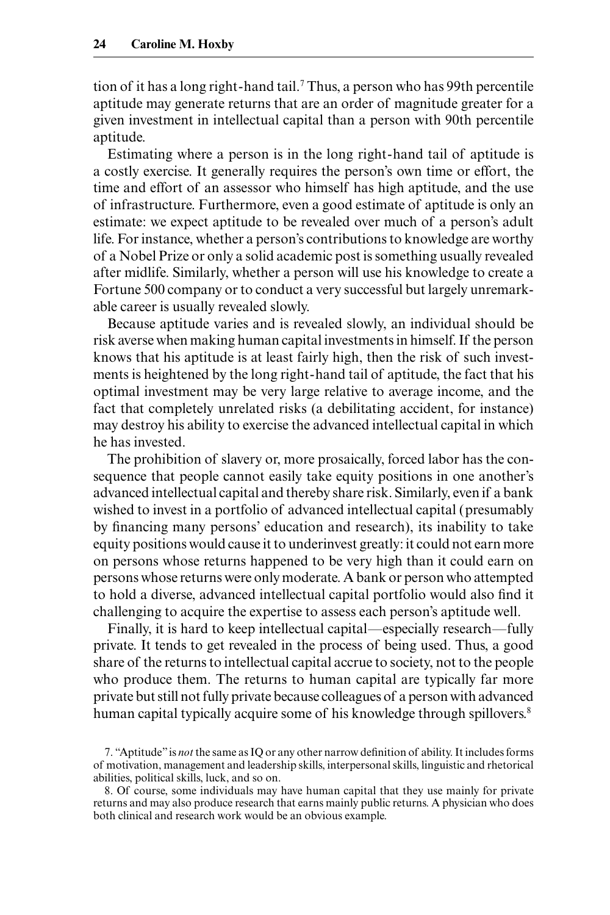tion of it has a long right-hand tail.[7] Thus, a person who has 99th percentile aptitude may generate returns that are an order of magnitude greater for a given investment in intellectual capital than a person with 90th percentile aptitude.

Estimating where a person is in the long right-hand tail of aptitude is a costly exercise. It generally requires the person's own time or effort, the time and effort of an assessor who himself has high aptitude, and the use of infrastructure. Furthermore, even a good estimate of aptitude is only an estimate: we expect aptitude to be revealed over much of a person's adult life. For instance, whether a person's contributions to knowledge are worthy of a Nobel Prize or only a solid academic post is something usually revealed after midlife. Similarly, whether a person will use his knowledge to create a Fortune 500 company or to conduct a very successful but largely unremarkable career is usually revealed slowly.

Because aptitude varies and is revealed slowly, an individual should be risk averse when making human capital investments in himself. If the person knows that his aptitude is at least fairly high, then the risk of such investments is heightened by the long right-hand tail of aptitude, the fact that his optimal investment may be very large relative to average income, and the fact that completely unrelated risks (a debilitating accident, for instance) may destroy his ability to exercise the advanced intellectual capital in which he has invested.

The prohibition of slavery or, more prosaically, forced labor has the consequence that people cannot easily take equity positions in one another's advanced intellectual capital and thereby share risk. Similarly, even if a bank wished to invest in a portfolio of advanced intellectual capital (presumably by financing many persons' education and research), its inability to take equity positions would cause it to underinvest greatly: it could not earn more on persons whose returns happened to be very high than it could earn on persons whose returns were only moderate. A bank or person who attempted to hold a diverse, advanced intellectual capital portfolio would also find it challenging to acquire the expertise to assess each person's aptitude well.

Finally, it is hard to keep intellectual capital—especially research—fully private. It tends to get revealed in the process of being used. Thus, a good share of the returns to intellectual capital accrue to society, not to the people who produce them. The returns to human capital are typically far more private but still not fully private because colleagues of a person with advanced human capital typically acquire some of his knowledge through spillovers.[8]

7. "Aptitude" is *not* the same as IQ or any other narrow definition of ability. It includes forms of motivation, management and leadership skills, interpersonal skills, linguistic and rhetorical abilities, political skills, luck, and so on.

8. Of course, some individuals may have human capital that they use mainly for private returns and may also produce research that earns mainly public returns. A physician who does both clinical and research work would be an obvious example.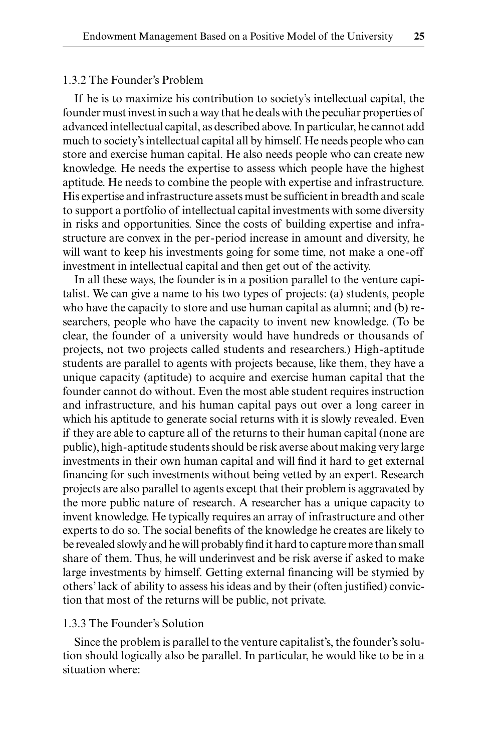### 1.3.2 The Founder's Problem

If he is to maximize his contribution to society's intellectual capital, the founder must invest in such a way that he deals with the peculiar properties of advanced intellectual capital, as described above. In particular, he cannot add much to society's intellectual capital all by himself. He needs people who can store and exercise human capital. He also needs people who can create new knowledge. He needs the expertise to assess which people have the highest aptitude. He needs to combine the people with expertise and infrastructure. His expertise and infrastructure assets must be sufficient in breadth and scale to support a portfolio of intellectual capital investments with some diversity in risks and opportunities. Since the costs of building expertise and infrastructure are convex in the per-period increase in amount and diversity, he will want to keep his investments going for some time, not make a one-off investment in intellectual capital and then get out of the activity.

In all these ways, the founder is in a position parallel to the venture capitalist. We can give a name to his two types of projects: (a) students, people who have the capacity to store and use human capital as alumni; and (b) researchers, people who have the capacity to invent new knowledge. (To be clear, the founder of a university would have hundreds or thousands of projects, not two projects called students and researchers.) High-aptitude students are parallel to agents with projects because, like them, they have a unique capacity (aptitude) to acquire and exercise human capital that the founder cannot do without. Even the most able student requires instruction and infrastructure, and his human capital pays out over a long career in which his aptitude to generate social returns with it is slowly revealed. Even if they are able to capture all of the returns to their human capital (none are public), high-aptitude students should be risk averse about making very large investments in their own human capital and will find it hard to get external financing for such investments without being vetted by an expert. Research projects are also parallel to agents except that their problem is aggravated by the more public nature of research. A researcher has a unique capacity to invent knowledge. He typically requires an array of infrastructure and other experts to do so. The social benefits of the knowledge he creates are likely to be revealed slowly and he will probably find it hard to capture more than small share of them. Thus, he will underinvest and be risk averse if asked to make large investments by himself. Getting external financing will be stymied by others' lack of ability to assess his ideas and by their (often justified) conviction that most of the returns will be public, not private.

### 1.3.3 The Founder's Solution

Since the problem is parallel to the venture capitalist's, the founder's solution should logically also be parallel. In particular, he would like to be in a situation where: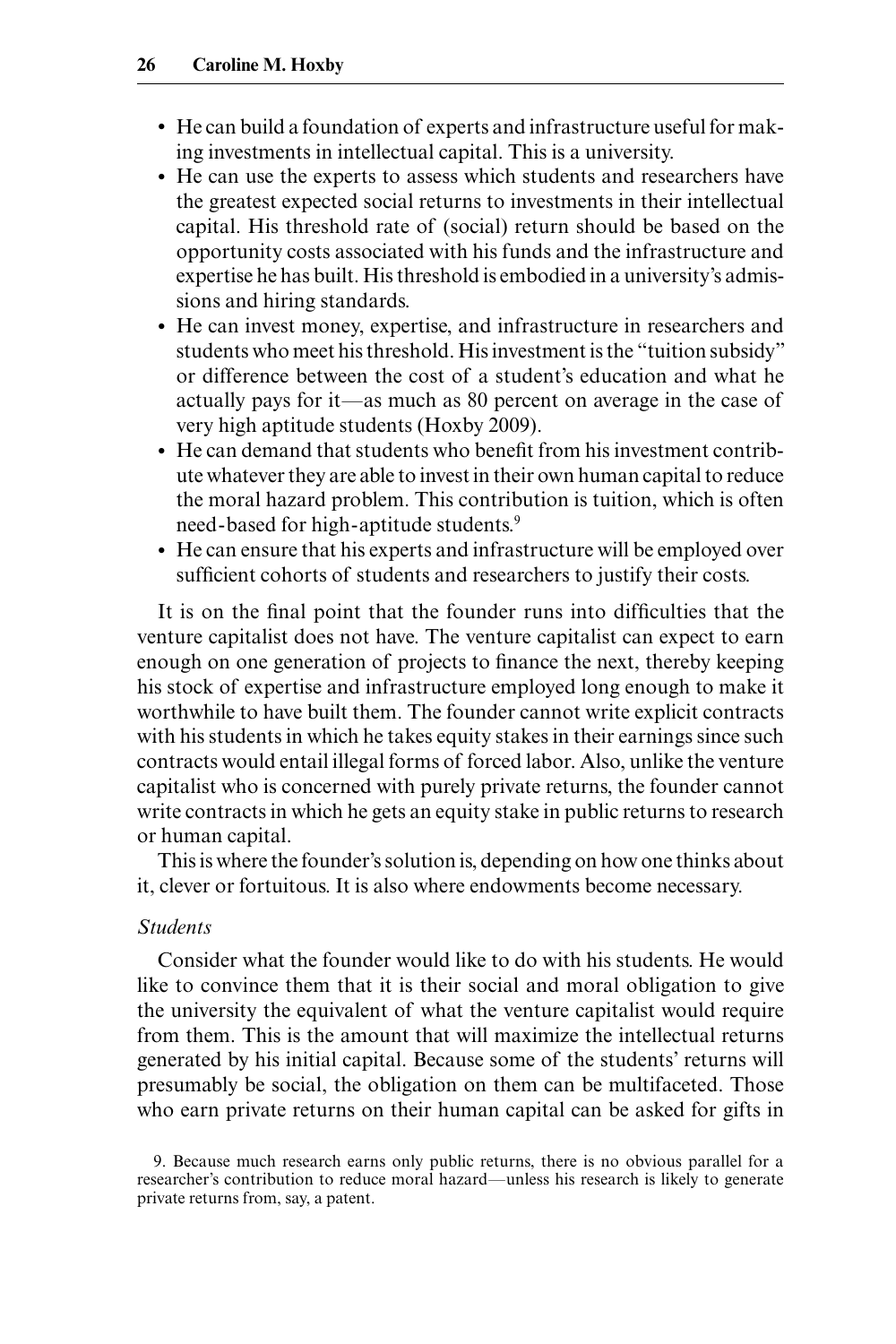- He can build a foundation of experts and infrastructure useful for making investments in intellectual capital. This is a university.
- He can use the experts to assess which students and researchers have the greatest expected social returns to investments in their intellectual capital. His threshold rate of (social) return should be based on the opportunity costs associated with his funds and the infrastructure and expertise he has built. His threshold is embodied in a university's admissions and hiring standards.
- He can invest money, expertise, and infrastructure in researchers and students who meet his threshold. His investment is the "tuition subsidy" or difference between the cost of a student's education and what he actually pays for it—as much as 80 percent on average in the case of very high aptitude students (Hoxby 2009).
- He can demand that students who benefit from his investment contribute whatever they are able to invest in their own human capital to reduce the moral hazard problem. This contribution is tuition, which is often need-based for high-aptitude students.[9]
- He can ensure that his experts and infrastructure will be employed over sufficient cohorts of students and researchers to justify their costs.

It is on the final point that the founder runs into difficulties that the venture capitalist does not have. The venture capitalist can expect to earn enough on one generation of projects to finance the next, thereby keeping his stock of expertise and infrastructure employed long enough to make it worthwhile to have built them. The founder cannot write explicit contracts with his students in which he takes equity stakes in their earnings since such contracts would entail illegal forms of forced labor. Also, unlike the venture capitalist who is concerned with purely private returns, the founder cannot write contracts in which he gets an equity stake in public returns to research or human capital.

This is where the founder's solution is, depending on how one thinks about it, clever or fortuitous. It is also where endowments become necessary.

*Students*

Consider what the founder would like to do with his students. He would like to convince them that it is their social and moral obligation to give the university the equivalent of what the venture capitalist would require from them. This is the amount that will maximize the intellectual returns generated by his initial capital. Because some of the students' returns will presumably be social, the obligation on them can be multifaceted. Those who earn private returns on their human capital can be asked for gifts in

9. Because much research earns only public returns, there is no obvious parallel for a researcher's contribution to reduce moral hazard—unless his research is likely to generate private returns from, say, a patent.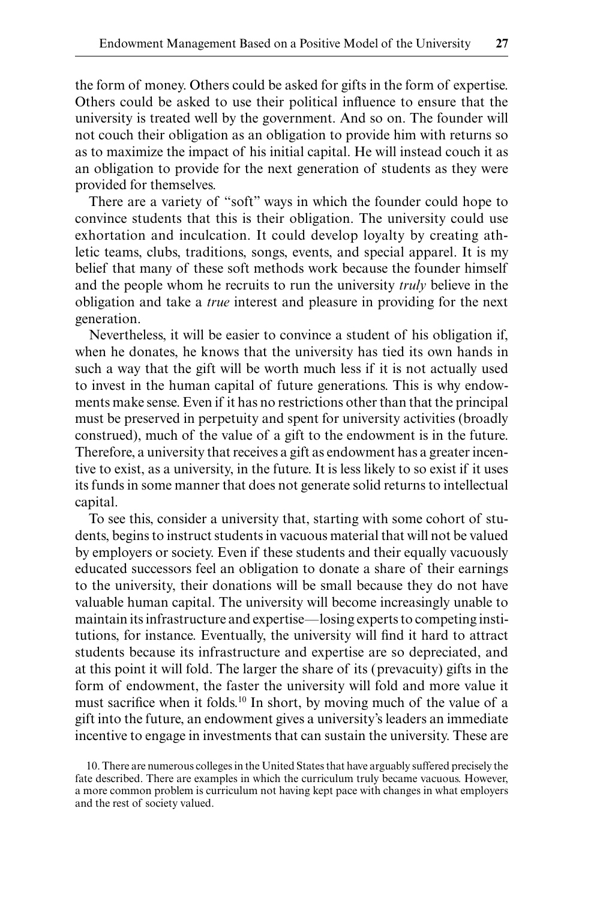the form of money. Others could be asked for gifts in the form of expertise. Others could be asked to use their political influence to ensure that the university is treated well by the government. And so on. The founder will not couch their obligation as an obligation to provide him with returns so as to maximize the impact of his initial capital. He will instead couch it as an obligation to provide for the next generation of students as they were provided for themselves.

There are a variety of "soft" ways in which the founder could hope to convince students that this is their obligation. The university could use exhortation and inculcation. It could develop loyalty by creating athletic teams, clubs, traditions, songs, events, and special apparel. It is my belief that many of these soft methods work because the founder himself and the people whom he recruits to run the university *truly* believe in the obligation and take a *true* interest and pleasure in providing for the next generation.

Nevertheless, it will be easier to convince a student of his obligation if, when he donates, he knows that the university has tied its own hands in such a way that the gift will be worth much less if it is not actually used to invest in the human capital of future generations. This is why endowments make sense. Even if it has no restrictions other than that the principal must be preserved in perpetuity and spent for university activities (broadly construed), much of the value of a gift to the endowment is in the future. Therefore, a university that receives a gift as endowment has a greater incentive to exist, as a university, in the future. It is less likely to so exist if it uses its funds in some manner that does not generate solid returns to intellectual capital.

To see this, consider a university that, starting with some cohort of students, begins to instruct students in vacuous material that will not be valued by employers or society. Even if these students and their equally vacuously educated successors feel an obligation to donate a share of their earnings to the university, their donations will be small because they do not have valuable human capital. The university will become increasingly unable to maintain its infrastructure and expertise—losing experts to competing institutions, for instance. Eventually, the university will find it hard to attract students because its infrastructure and expertise are so depreciated, and at this point it will fold. The larger the share of its (prevacuity) gifts in the form of endowment, the faster the university will fold and more value it must sacrifice when it folds.[10] In short, by moving much of the value of a gift into the future, an endowment gives a university's leaders an immediate incentive to engage in investments that can sustain the university. These are

10. There are numerous colleges in the United States that have arguably suffered precisely the fate described. There are examples in which the curriculum truly became vacuous. However, a more common problem is curriculum not having kept pace with changes in what employers and the rest of society valued.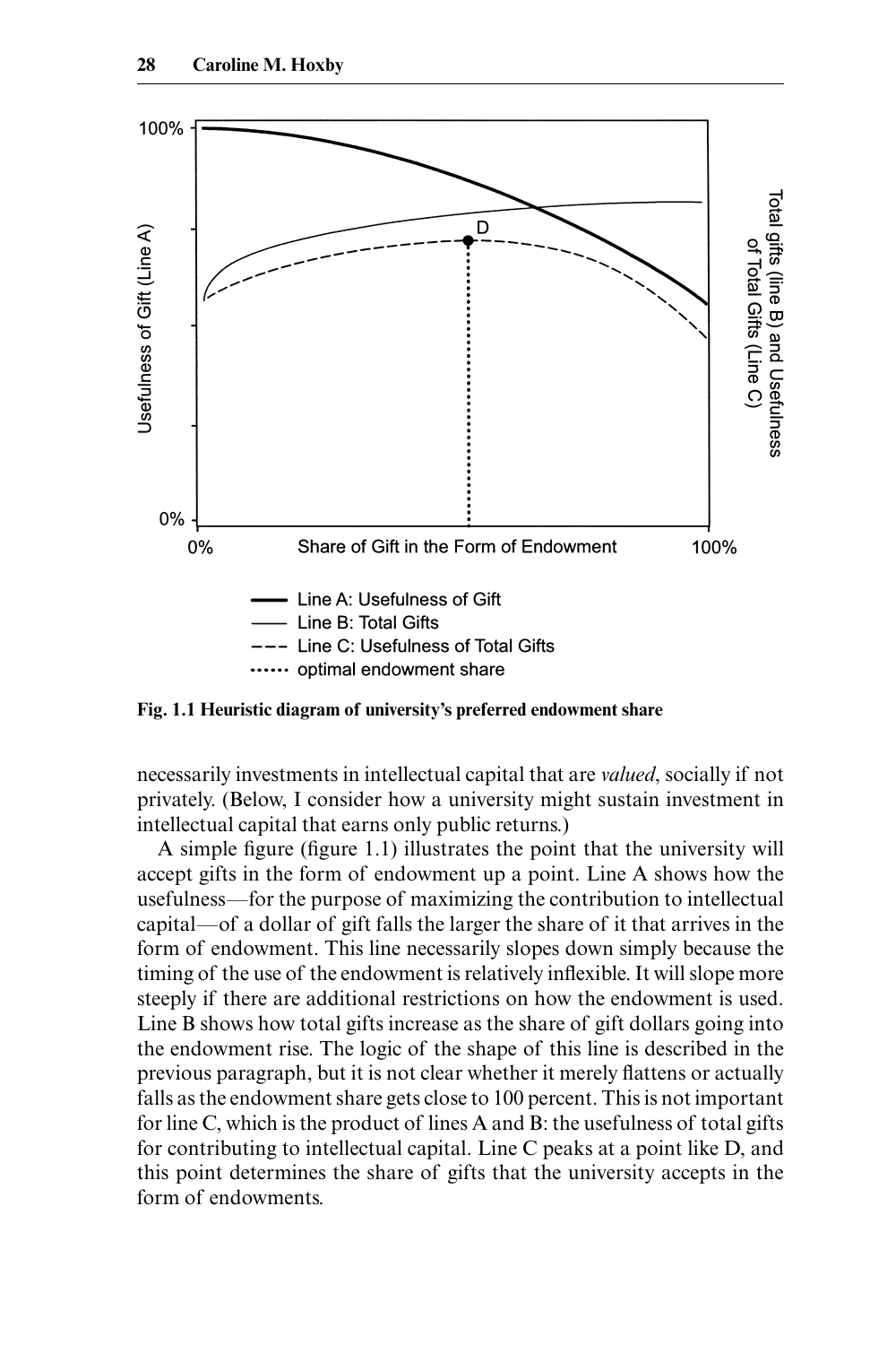Fig. 1.1 Heuristic diagram of university's preferred endowment share

necessarily investments in intellectual capital that are *valued*, socially if not privately. (Below, I consider how a university might sustain investment in intellectual capital that earns only public returns.)

A simple figure (figure 1.1) illustrates the point that the university will accept gifts in the form of endowment up a point. Line A shows how the usefulness—for the purpose of maximizing the contribution to intellectual capital—of a dollar of gift falls the larger the share of it that arrives in the form of endowment. This line necessarily slopes down simply because the timing of the use of the endowment is relatively inflexible. It will slope more steeply if there are additional restrictions on how the endowment is used. Line B shows how total gifts increase as the share of gift dollars going into the endowment rise. The logic of the shape of this line is described in the previous paragraph, but it is not clear whether it merely flattens or actually falls as the endowment share gets close to 100 percent. This is not important for line C, which is the product of lines A and B: the usefulness of total gifts for contributing to intellectual capital. Line C peaks at a point like D, and this point determines the share of gifts that the university accepts in the form of endowments.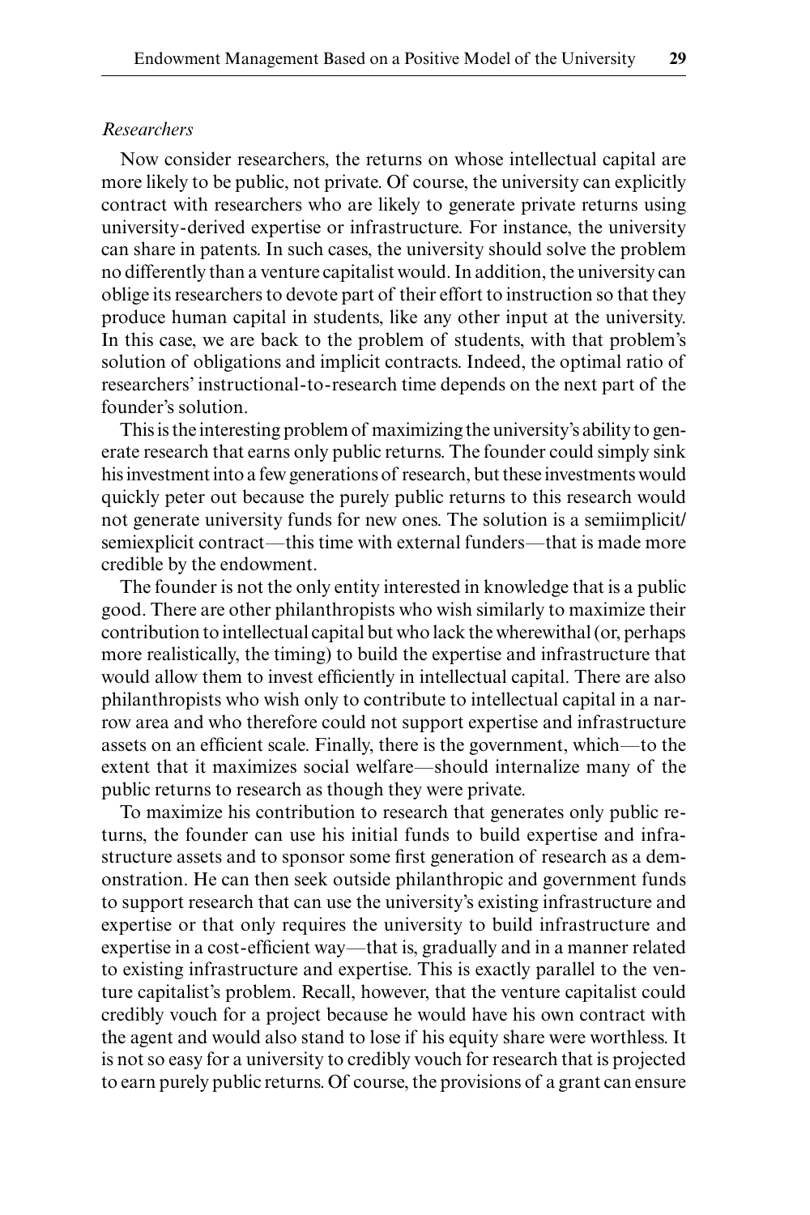*Researchers*

Now consider researchers, the returns on whose intellectual capital are more likely to be public, not private. Of course, the university can explicitly contract with researchers who are likely to generate private returns using university-derived expertise or infrastructure. For instance, the university can share in patents. In such cases, the university should solve the problem no differently than a venture capitalist would. In addition, the university can oblige its researchers to devote part of their effort to instruction so that they produce human capital in students, like any other input at the university. In this case, we are back to the problem of students, with that problem's solution of obligations and implicit contracts. Indeed, the optimal ratio of researchers' instructional-to-research time depends on the next part of the founder's solution.

This is the interesting problem of maximizing the university's ability to generate research that earns only public returns. The founder could simply sink his investment into a few generations of research, but these investments would quickly peter out because the purely public returns to this research would not generate university funds for new ones. The solution is a semiimplicit/semiexplicit contract—this time with external funders—that is made more credible by the endowment.

The founder is not the only entity interested in knowledge that is a public good. There are other philanthropists who wish similarly to maximize their contribution to intellectual capital but who lack the wherewithal (or, perhaps more realistically, the timing) to build the expertise and infrastructure that would allow them to invest efficiently in intellectual capital. There are also philanthropists who wish only to contribute to intellectual capital in a narrow area and who therefore could not support expertise and infrastructure assets on an efficient scale. Finally, there is the government, which—to the extent that it maximizes social welfare—should internalize many of the public returns to research as though they were private.

To maximize his contribution to research that generates only public returns, the founder can use his initial funds to build expertise and infrastructure assets and to sponsor some first generation of research as a demonstration. He can then seek outside philanthropic and government funds to support research that can use the university's existing infrastructure and expertise or that only requires the university to build infrastructure and expertise in a cost-efficient way—that is, gradually and in a manner related to existing infrastructure and expertise. This is exactly parallel to the venture capitalist's problem. Recall, however, that the venture capitalist could credibly vouch for a project because he would have his own contract with the agent and would also stand to lose if his equity share were worthless. It is not so easy for a university to credibly vouch for research that is projected to earn purely public returns. Of course, the provisions of a grant can ensure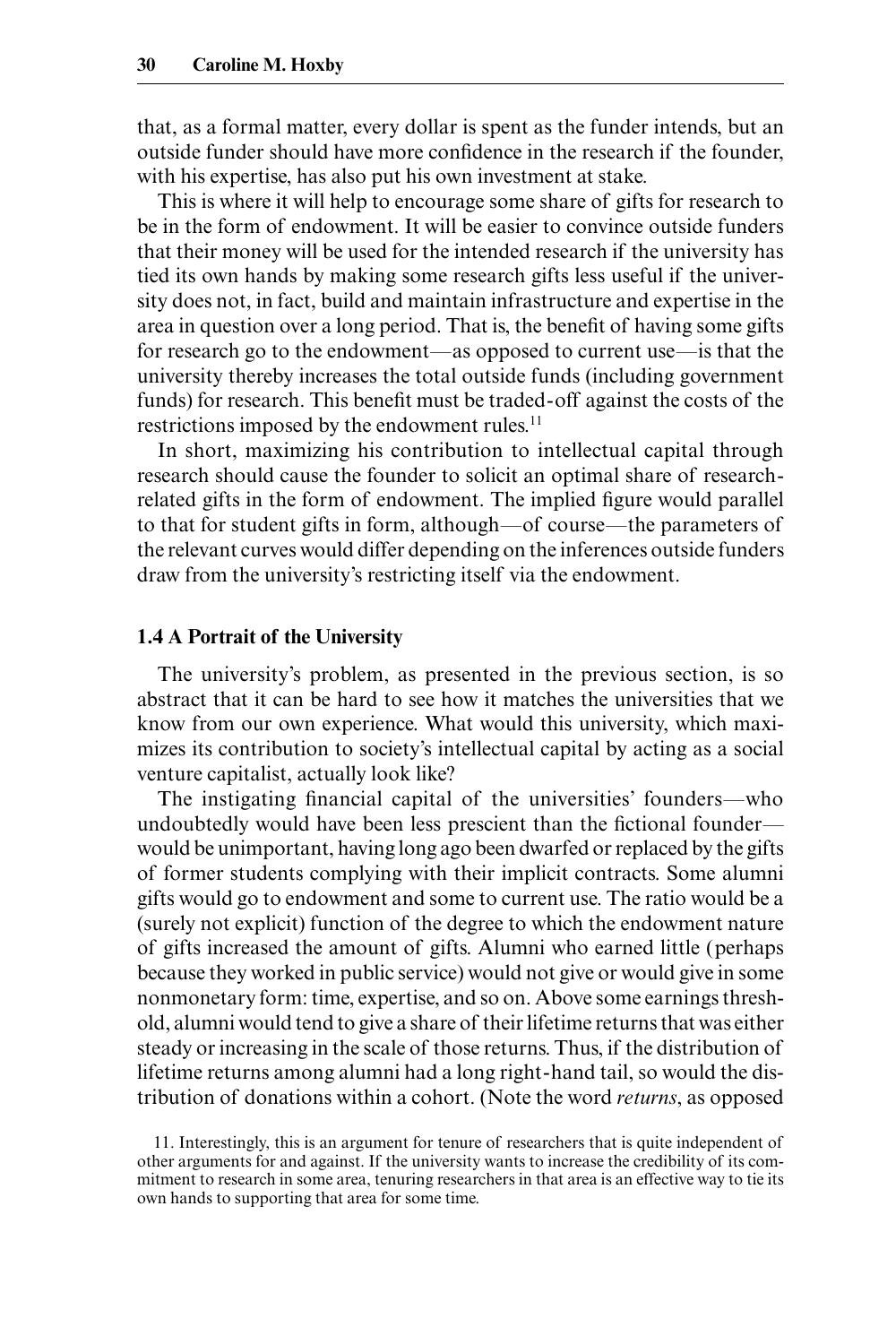that, as a formal matter, every dollar is spent as the funder intends, but an outside funder should have more confidence in the research if the founder, with his expertise, has also put his own investment at stake.

This is where it will help to encourage some share of gifts for research to be in the form of endowment. It will be easier to convince outside funders that their money will be used for the intended research if the university has tied its own hands by making some research gifts less useful if the university does not, in fact, build and maintain infrastructure and expertise in the area in question over a long period. That is, the benefit of having some gifts for research go to the endowment—as opposed to current use—is that the university thereby increases the total outside funds (including government funds) for research. This benefit must be traded-off against the costs of the restrictions imposed by the endowment rules.[11]

In short, maximizing his contribution to intellectual capital through research should cause the founder to solicit an optimal share of research-related gifts in the form of endowment. The implied figure would parallel to that for student gifts in form, although—of course—the parameters of the relevant curves would differ depending on the inferences outside funders draw from the university's restricting itself via the endowment.

## 1.4 A Portrait of the University

The university's problem, as presented in the previous section, is so abstract that it can be hard to see how it matches the universities that we know from our own experience. What would this university, which maximizes its contribution to society's intellectual capital by acting as a social venture capitalist, actually look like?

The instigating financial capital of the universities' founders—who undoubtedly would have been less prescient than the fictional founder—would be unimportant, having long ago been dwarfed or replaced by the gifts of former students complying with their implicit contracts. Some alumni gifts would go to endowment and some to current use. The ratio would be a (surely not explicit) function of the degree to which the endowment nature of gifts increased the amount of gifts. Alumni who earned little (perhaps because they worked in public service) would not give or would give in some nonmonetary form: time, expertise, and so on. Above some earnings threshold, alumni would tend to give a share of their lifetime returns that was either steady or increasing in the scale of those returns. Thus, if the distribution of lifetime returns among alumni had a long right-hand tail, so would the distribution of donations within a cohort. (Note the word *returns*, as opposed

11. Interestingly, this is an argument for tenure of researchers that is quite independent of other arguments for and against. If the university wants to increase the credibility of its commitment to research in some area, tenuring researchers in that area is an effective way to tie its own hands to supporting that area for some time.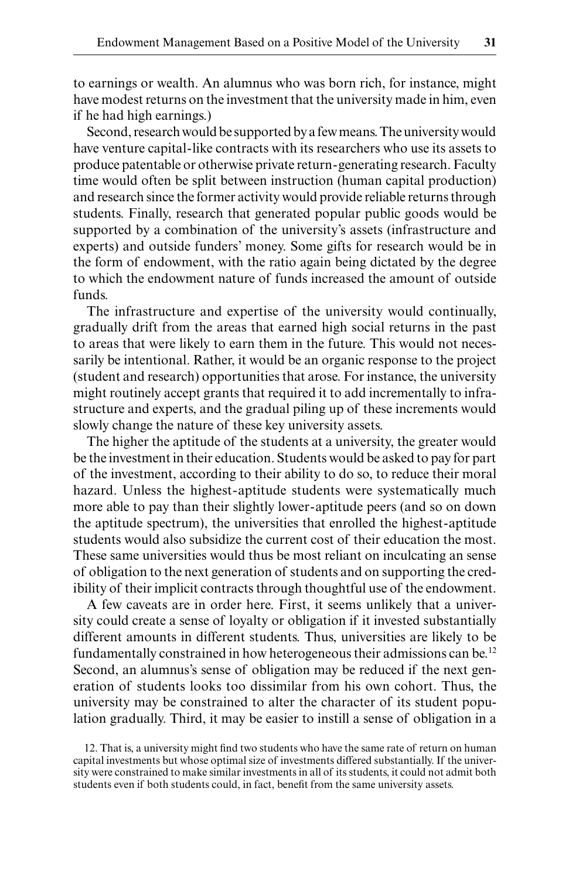to earnings or wealth. An alumnus who was born rich, for instance, might have modest returns on the investment that the university made in him, even if he had high earnings.)

Second, research would be supported by a few means. The university would have venture capital-like contracts with its researchers who use its assets to produce patentable or otherwise private return-generating research. Faculty time would often be split between instruction (human capital production) and research since the former activity would provide reliable returns through students. Finally, research that generated popular public goods would be supported by a combination of the university's assets (infrastructure and experts) and outside funders' money. Some gifts for research would be in the form of endowment, with the ratio again being dictated by the degree to which the endowment nature of funds increased the amount of outside funds.

The infrastructure and expertise of the university would continually, gradually drift from the areas that earned high social returns in the past to areas that were likely to earn them in the future. This would not necessarily be intentional. Rather, it would be an organic response to the project (student and research) opportunities that arose. For instance, the university might routinely accept grants that required it to add incrementally to infrastructure and experts, and the gradual piling up of these increments would slowly change the nature of these key university assets.

The higher the aptitude of the students at a university, the greater would be the investment in their education. Students would be asked to pay for part of the investment, according to their ability to do so, to reduce their moral hazard. Unless the highest-aptitude students were systematically much more able to pay than their slightly lower-aptitude peers (and so on down the aptitude spectrum), the universities that enrolled the highest-aptitude students would also subsidize the current cost of their education the most. These same universities would thus be most reliant on inculcating an sense of obligation to the next generation of students and on supporting the credibility of their implicit contracts through thoughtful use of the endowment.

A few caveats are in order here. First, it seems unlikely that a university could create a sense of loyalty or obligation if it invested substantially different amounts in different students. Thus, universities are likely to be fundamentally constrained in how heterogeneous their admissions can be.[12] Second, an alumnus's sense of obligation may be reduced if the next generation of students looks too dissimilar from his own cohort. Thus, the university may be constrained to alter the character of its student population gradually. Third, it may be easier to instill a sense of obligation in a

12. That is, a university might find two students who have the same rate of return on human capital investments but whose optimal size of investments differed substantially. If the university were constrained to make similar investments in all of its students, it could not admit both students even if both students could, in fact, benefit from the same university assets.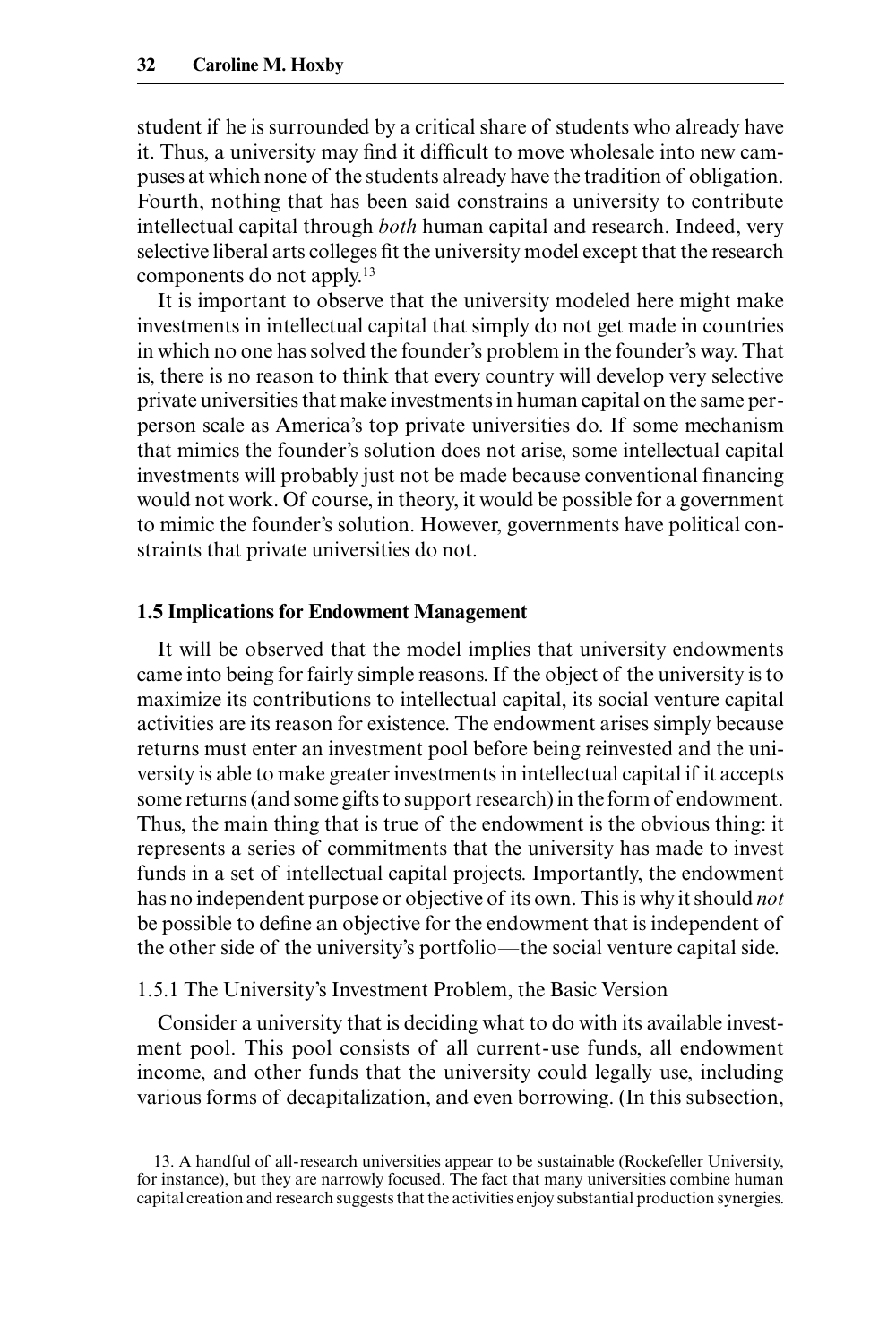student if he is surrounded by a critical share of students who already have it. Thus, a university may find it difficult to move wholesale into new campuses at which none of the students already have the tradition of obligation. Fourth, nothing that has been said constrains a university to contribute intellectual capital through *both* human capital and research. Indeed, very selective liberal arts colleges fit the university model except that the research components do not apply.[13]

It is important to observe that the university modeled here might make investments in intellectual capital that simply do not get made in countries in which no one has solved the founder's problem in the founder's way. That is, there is no reason to think that every country will develop very selective private universities that make investments in human capital on the same per-person scale as America's top private universities do. If some mechanism that mimics the founder's solution does not arise, some intellectual capital investments will probably just not be made because conventional financing would not work. Of course, in theory, it would be possible for a government to mimic the founder's solution. However, governments have political constraints that private universities do not.

## 1.5 Implications for Endowment Management

It will be observed that the model implies that university endowments came into being for fairly simple reasons. If the object of the university is to maximize its contributions to intellectual capital, its social venture capital activities are its reason for existence. The endowment arises simply because returns must enter an investment pool before being reinvested and the university is able to make greater investments in intellectual capital if it accepts some returns (and some gifts to support research) in the form of endowment. Thus, the main thing that is true of the endowment is the obvious thing: it represents a series of commitments that the university has made to invest funds in a set of intellectual capital projects. Importantly, the endowment has no independent purpose or objective of its own. This is why it should *not* be possible to define an objective for the endowment that is independent of the other side of the university's portfolio—the social venture capital side.

### 1.5.1 The University's Investment Problem, the Basic Version

Consider a university that is deciding what to do with its available investment pool. This pool consists of all current-use funds, all endowment income, and other funds that the university could legally use, including various forms of decapitalization, and even borrowing. (In this subsection,

13. A handful of all-research universities appear to be sustainable (Rockefeller University, for instance), but they are narrowly focused. The fact that many universities combine human capital creation and research suggests that the activities enjoy substantial production synergies.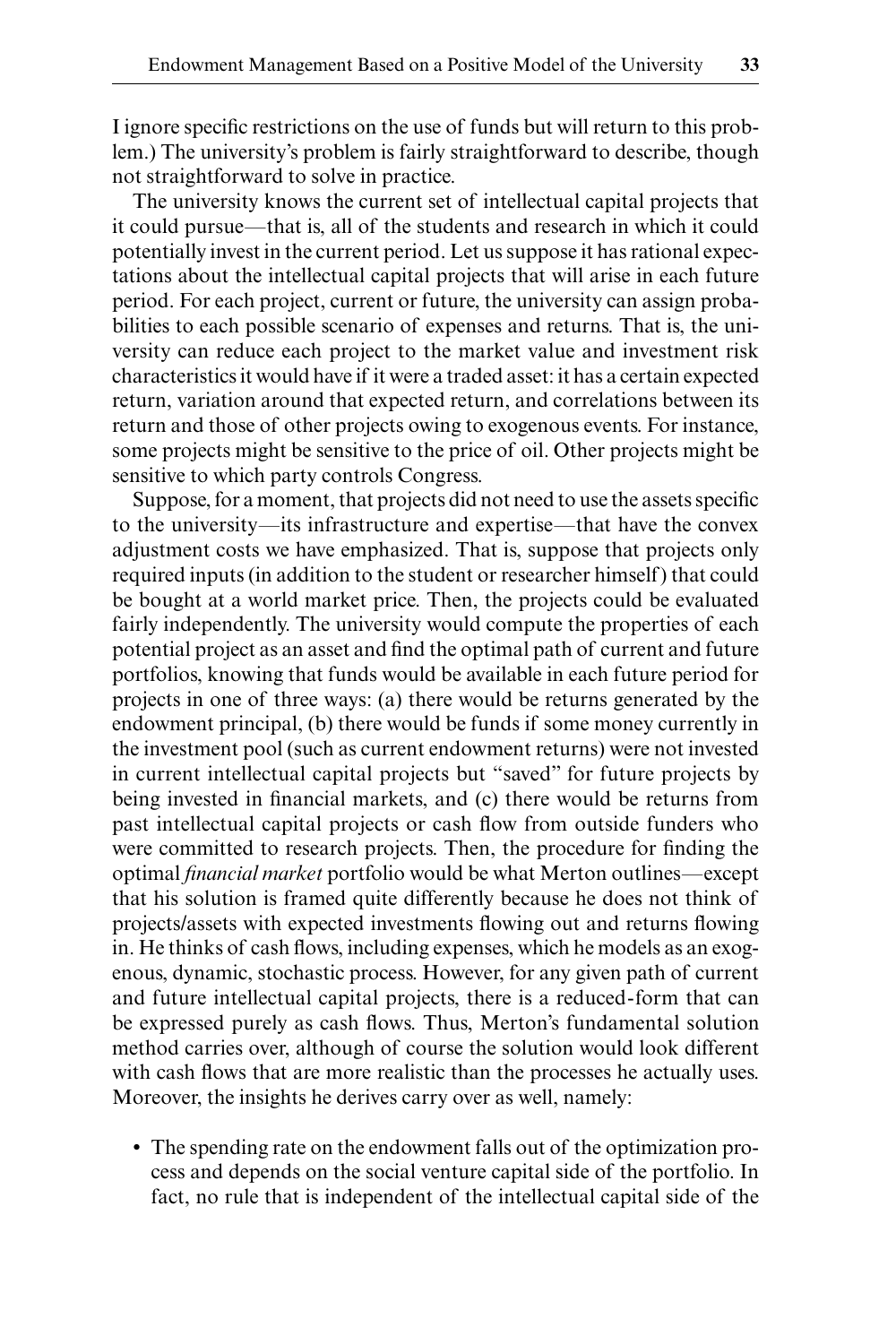I ignore specific restrictions on the use of funds but will return to this problem.) The university's problem is fairly straightforward to describe, though not straightforward to solve in practice.

The university knows the current set of intellectual capital projects that it could pursue—that is, all of the students and research in which it could potentially invest in the current period. Let us suppose it has rational expectations about the intellectual capital projects that will arise in each future period. For each project, current or future, the university can assign probabilities to each possible scenario of expenses and returns. That is, the university can reduce each project to the market value and investment risk characteristics it would have if it were a traded asset: it has a certain expected return, variation around that expected return, and correlations between its return and those of other projects owing to exogenous events. For instance, some projects might be sensitive to the price of oil. Other projects might be sensitive to which party controls Congress.

Suppose, for a moment, that projects did not need to use the assets specific to the university—its infrastructure and expertise—that have the convex adjustment costs we have emphasized. That is, suppose that projects only required inputs (in addition to the student or researcher himself) that could be bought at a world market price. Then, the projects could be evaluated fairly independently. The university would compute the properties of each potential project as an asset and find the optimal path of current and future portfolios, knowing that funds would be available in each future period for projects in one of three ways: (a) there would be returns generated by the endowment principal, (b) there would be funds if some money currently in the investment pool (such as current endowment returns) were not invested in current intellectual capital projects but "saved" for future projects by being invested in financial markets, and (c) there would be returns from past intellectual capital projects or cash flow from outside funders who were committed to research projects. Then, the procedure for finding the optimal *financial market* portfolio would be what Merton outlines—except that his solution is framed quite differently because he does not think of projects/assets with expected investments flowing out and returns flowing in. He thinks of cash flows, including expenses, which he models as an exogenous, dynamic, stochastic process. However, for any given path of current and future intellectual capital projects, there is a reduced-form that can be expressed purely as cash flows. Thus, Merton's fundamental solution method carries over, although of course the solution would look different with cash flows that are more realistic than the processes he actually uses. Moreover, the insights he derives carry over as well, namely:

- The spending rate on the endowment falls out of the optimization process and depends on the social venture capital side of the portfolio. In fact, no rule that is independent of the intellectual capital side of the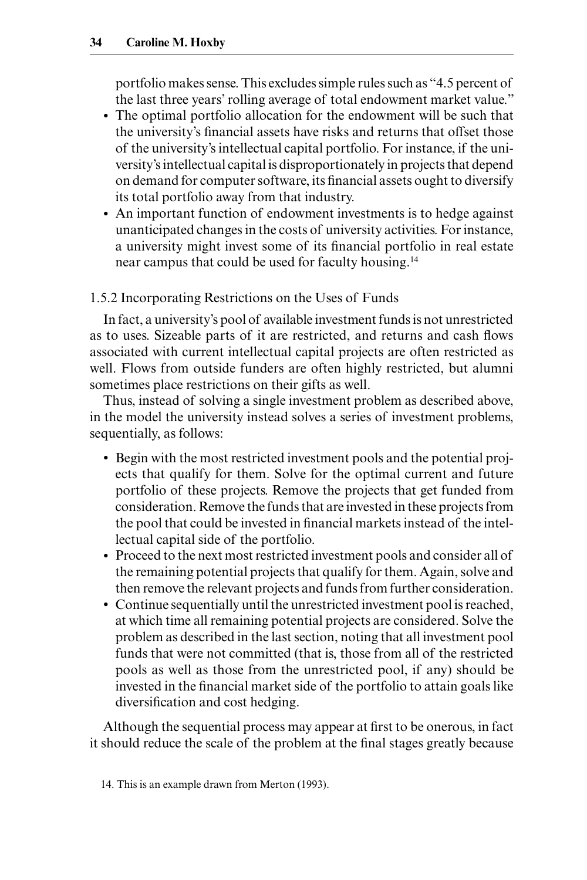portfolio makes sense. This excludes simple rules such as "4.5 percent of the last three years' rolling average of total endowment market value."

- The optimal portfolio allocation for the endowment will be such that the university's financial assets have risks and returns that offset those of the university's intellectual capital portfolio. For instance, if the university's intellectual capital is disproportionately in projects that depend on demand for computer software, its financial assets ought to diversify its total portfolio away from that industry.
- An important function of endowment investments is to hedge against unanticipated changes in the costs of university activities. For instance, a university might invest some of its financial portfolio in real estate near campus that could be used for faculty housing.[14]

### 1.5.2 Incorporating Restrictions on the Uses of Funds

In fact, a university's pool of available investment funds is not unrestricted as to uses. Sizeable parts of it are restricted, and returns and cash flows associated with current intellectual capital projects are often restricted as well. Flows from outside funders are often highly restricted, but alumni sometimes place restrictions on their gifts as well.

Thus, instead of solving a single investment problem as described above, in the model the university instead solves a series of investment problems, sequentially, as follows:

- Begin with the most restricted investment pools and the potential projects that qualify for them. Solve for the optimal current and future portfolio of these projects. Remove the projects that get funded from consideration. Remove the funds that are invested in these projects from the pool that could be invested in financial markets instead of the intellectual capital side of the portfolio.
- Proceed to the next most restricted investment pools and consider all of the remaining potential projects that qualify for them. Again, solve and then remove the relevant projects and funds from further consideration.
- Continue sequentially until the unrestricted investment pool is reached, at which time all remaining potential projects are considered. Solve the problem as described in the last section, noting that all investment pool funds that were not committed (that is, those from all of the restricted pools as well as those from the unrestricted pool, if any) should be invested in the financial market side of the portfolio to attain goals like diversification and cost hedging.

Although the sequential process may appear at first to be onerous, in fact it should reduce the scale of the problem at the final stages greatly because

14. This is an example drawn from Merton (1993).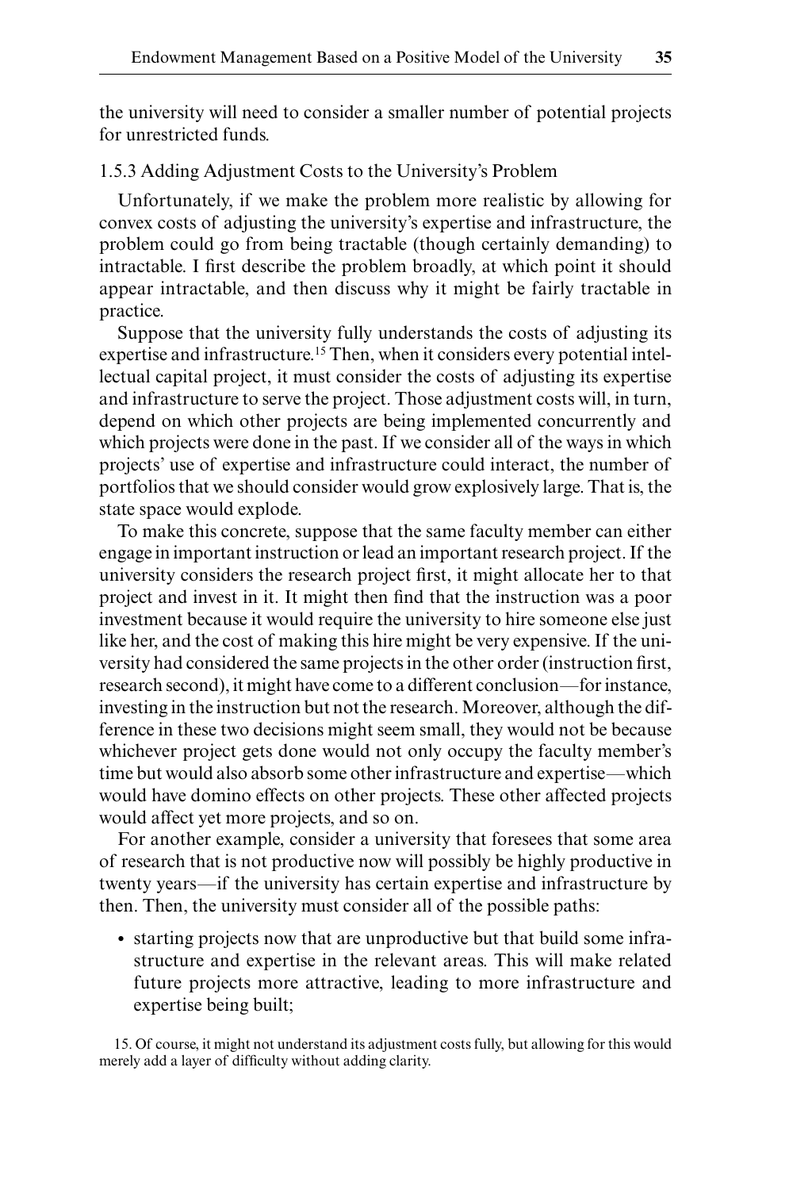the university will need to consider a smaller number of potential projects for unrestricted funds.

### 1.5.3 Adding Adjustment Costs to the University's Problem

Unfortunately, if we make the problem more realistic by allowing for convex costs of adjusting the university's expertise and infrastructure, the problem could go from being tractable (though certainly demanding) to intractable. I first describe the problem broadly, at which point it should appear intractable, and then discuss why it might be fairly tractable in practice.

Suppose that the university fully understands the costs of adjusting its expertise and infrastructure.[15] Then, when it considers every potential intellectual capital project, it must consider the costs of adjusting its expertise and infrastructure to serve the project. Those adjustment costs will, in turn, depend on which other projects are being implemented concurrently and which projects were done in the past. If we consider all of the ways in which projects' use of expertise and infrastructure could interact, the number of portfolios that we should consider would grow explosively large. That is, the state space would explode.

To make this concrete, suppose that the same faculty member can either engage in important instruction or lead an important research project. If the university considers the research project first, it might allocate her to that project and invest in it. It might then find that the instruction was a poor investment because it would require the university to hire someone else just like her, and the cost of making this hire might be very expensive. If the university had considered the same projects in the other order (instruction first, research second), it might have come to a different conclusion—for instance, investing in the instruction but not the research. Moreover, although the difference in these two decisions might seem small, they would not be because whichever project gets done would not only occupy the faculty member's time but would also absorb some other infrastructure and expertise—which would have domino effects on other projects. These other affected projects would affect yet more projects, and so on.

For another example, consider a university that foresees that some area of research that is not productive now will possibly be highly productive in twenty years—if the university has certain expertise and infrastructure by then. Then, the university must consider all of the possible paths:

- starting projects now that are unproductive but that build some infrastructure and expertise in the relevant areas. This will make related future projects more attractive, leading to more infrastructure and expertise being built;

15. Of course, it might not understand its adjustment costs fully, but allowing for this would merely add a layer of difficulty without adding clarity.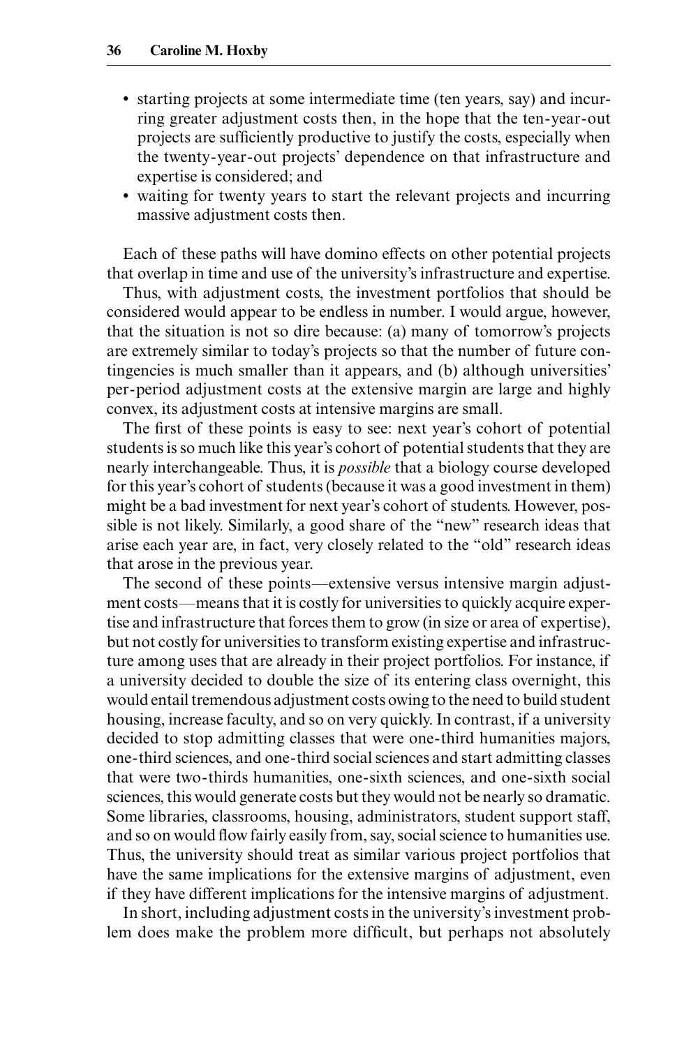- starting projects at some intermediate time (ten years, say) and incurring greater adjustment costs then, in the hope that the ten-year-out projects are sufficiently productive to justify the costs, especially when the twenty-year-out projects' dependence on that infrastructure and expertise is considered; and
- waiting for twenty years to start the relevant projects and incurring massive adjustment costs then.

Each of these paths will have domino effects on other potential projects that overlap in time and use of the university's infrastructure and expertise.

Thus, with adjustment costs, the investment portfolios that should be considered would appear to be endless in number. I would argue, however, that the situation is not so dire because: (a) many of tomorrow's projects are extremely similar to today's projects so that the number of future contingencies is much smaller than it appears, and (b) although universities' per-period adjustment costs at the extensive margin are large and highly convex, its adjustment costs at intensive margins are small.

The first of these points is easy to see: next year's cohort of potential students is so much like this year's cohort of potential students that they are nearly interchangeable. Thus, it is *possible* that a biology course developed for this year's cohort of students (because it was a good investment in them) might be a bad investment for next year's cohort of students. However, possible is not likely. Similarly, a good share of the "new" research ideas that arise each year are, in fact, very closely related to the "old" research ideas that arose in the previous year.

The second of these points—extensive versus intensive margin adjustment costs—means that it is costly for universities to quickly acquire expertise and infrastructure that forces them to grow (in size or area of expertise), but not costly for universities to transform existing expertise and infrastructure among uses that are already in their project portfolios. For instance, if a university decided to double the size of its entering class overnight, this would entail tremendous adjustment costs owing to the need to build student housing, increase faculty, and so on very quickly. In contrast, if a university decided to stop admitting classes that were one-third humanities majors, one-third sciences, and one-third social sciences and start admitting classes that were two-thirds humanities, one-sixth sciences, and one-sixth social sciences, this would generate costs but they would not be nearly so dramatic. Some libraries, classrooms, housing, administrators, student support staff, and so on would flow fairly easily from, say, social science to humanities use. Thus, the university should treat as similar various project portfolios that have the same implications for the extensive margins of adjustment, even if they have different implications for the intensive margins of adjustment.

In short, including adjustment costs in the university's investment problem does make the problem more difficult, but perhaps not absolutely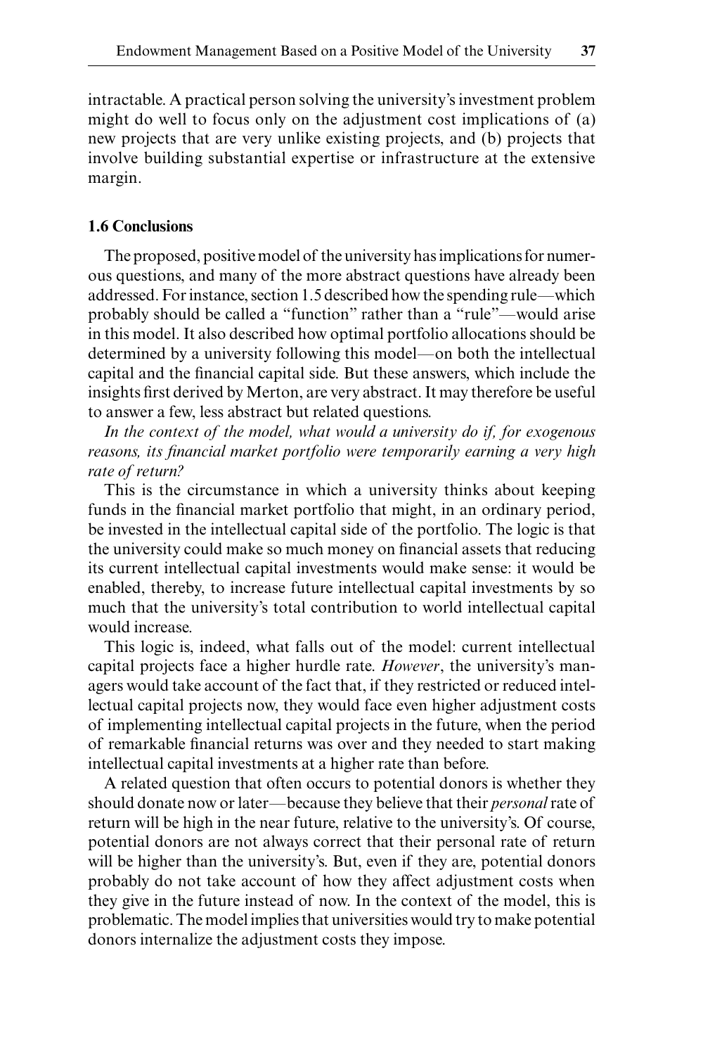intractable. A practical person solving the university's investment problem might do well to focus only on the adjustment cost implications of (a) new projects that are very unlike existing projects, and (b) projects that involve building substantial expertise or infrastructure at the extensive margin.

### 1.6 Conclusions

The proposed, positive model of the university has implications for numerous questions, and many of the more abstract questions have already been addressed. For instance, section 1.5 described how the spending rule—which probably should be called a "function" rather than a "rule"—would arise in this model. It also described how optimal portfolio allocations should be determined by a university following this model—on both the intellectual capital and the financial capital side. But these answers, which include the insights first derived by Merton, are very abstract. It may therefore be useful to answer a few, less abstract but related questions.

*In the context of the model, what would a university do if, for exogenous reasons, its financial market portfolio were temporarily earning a very high rate of return?*

This is the circumstance in which a university thinks about keeping funds in the financial market portfolio that might, in an ordinary period, be invested in the intellectual capital side of the portfolio. The logic is that the university could make so much money on financial assets that reducing its current intellectual capital investments would make sense: it would be enabled, thereby, to increase future intellectual capital investments by so much that the university's total contribution to world intellectual capital would increase.

This logic is, indeed, what falls out of the model: current intellectual capital projects face a higher hurdle rate. *However*, the university's managers would take account of the fact that, if they restricted or reduced intellectual capital projects now, they would face even higher adjustment costs of implementing intellectual capital projects in the future, when the period of remarkable financial returns was over and they needed to start making intellectual capital investments at a higher rate than before.

A related question that often occurs to potential donors is whether they should donate now or later—because they believe that their *personal* rate of return will be high in the near future, relative to the university's. Of course, potential donors are not always correct that their personal rate of return will be higher than the university's. But, even if they are, potential donors probably do not take account of how they affect adjustment costs when they give in the future instead of now. In the context of the model, this is problematic. The model implies that universities would try to make potential donors internalize the adjustment costs they impose.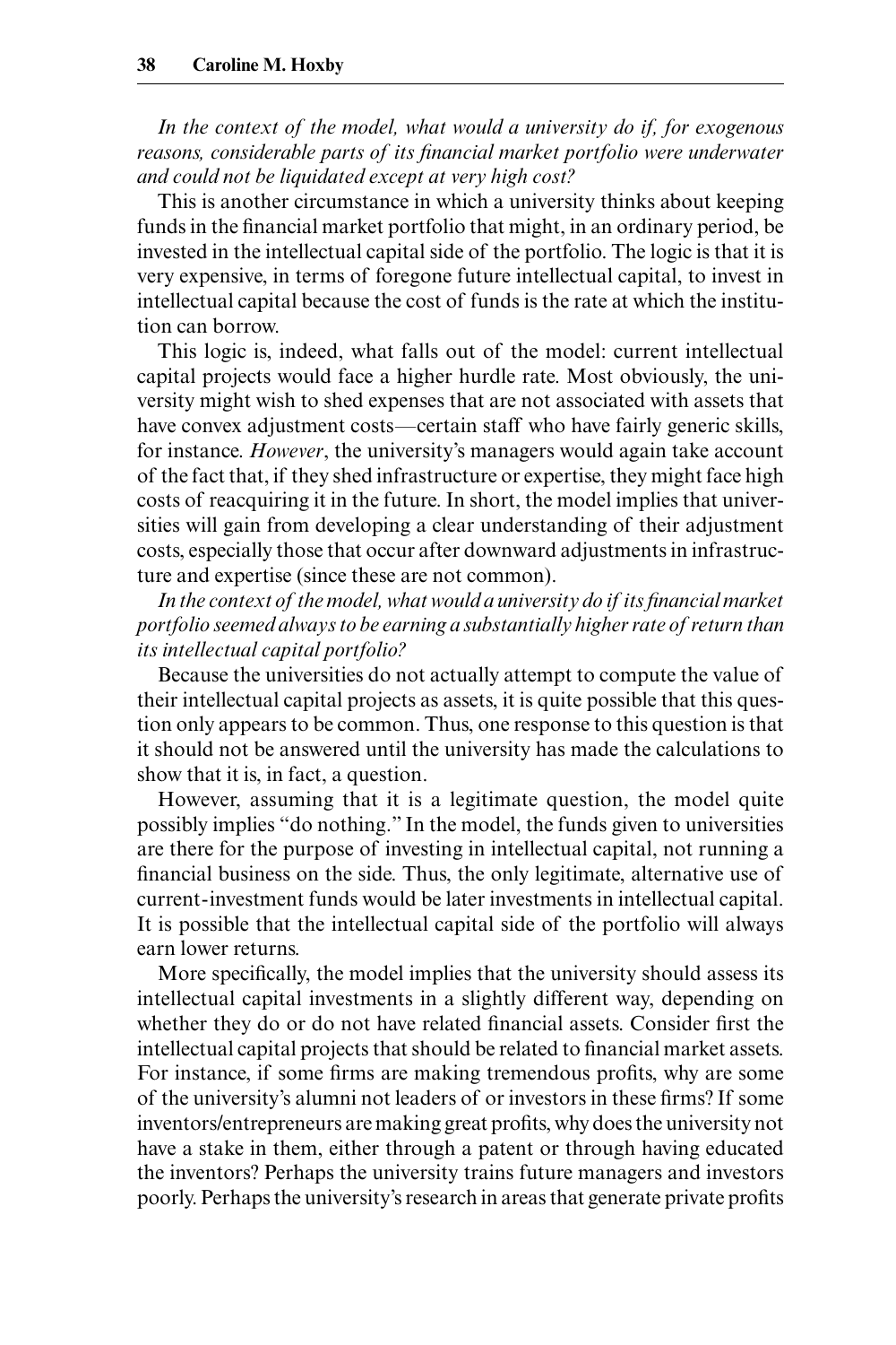*In the context of the model, what would a university do if, for exogenous reasons, considerable parts of its financial market portfolio were underwater and could not be liquidated except at very high cost?*

This is another circumstance in which a university thinks about keeping funds in the financial market portfolio that might, in an ordinary period, be invested in the intellectual capital side of the portfolio. The logic is that it is very expensive, in terms of foregone future intellectual capital, to invest in intellectual capital because the cost of funds is the rate at which the institution can borrow.

This logic is, indeed, what falls out of the model: current intellectual capital projects would face a higher hurdle rate. Most obviously, the university might wish to shed expenses that are not associated with assets that have convex adjustment costs—certain staff who have fairly generic skills, for instance. *However*, the university's managers would again take account of the fact that, if they shed infrastructure or expertise, they might face high costs of reacquiring it in the future. In short, the model implies that universities will gain from developing a clear understanding of their adjustment costs, especially those that occur after downward adjustments in infrastructure and expertise (since these are not common).

*In the context of the model, what would a university do if its financial market portfolio seemed always to be earning a substantially higher rate of return than its intellectual capital portfolio?*

Because the universities do not actually attempt to compute the value of their intellectual capital projects as assets, it is quite possible that this question only appears to be common. Thus, one response to this question is that it should not be answered until the university has made the calculations to show that it is, in fact, a question.

However, assuming that it is a legitimate question, the model quite possibly implies "do nothing." In the model, the funds given to universities are there for the purpose of investing in intellectual capital, not running a financial business on the side. Thus, the only legitimate, alternative use of current-investment funds would be later investments in intellectual capital. It is possible that the intellectual capital side of the portfolio will always earn lower returns.

More specifically, the model implies that the university should assess its intellectual capital investments in a slightly different way, depending on whether they do or do not have related financial assets. Consider first the intellectual capital projects that should be related to financial market assets. For instance, if some firms are making tremendous profits, why are some of the university's alumni not leaders of or investors in these firms? If some inventors/entrepreneurs are making great profits, why does the university not have a stake in them, either through a patent or through having educated the inventors? Perhaps the university trains future managers and investors poorly. Perhaps the university's research in areas that generate private profits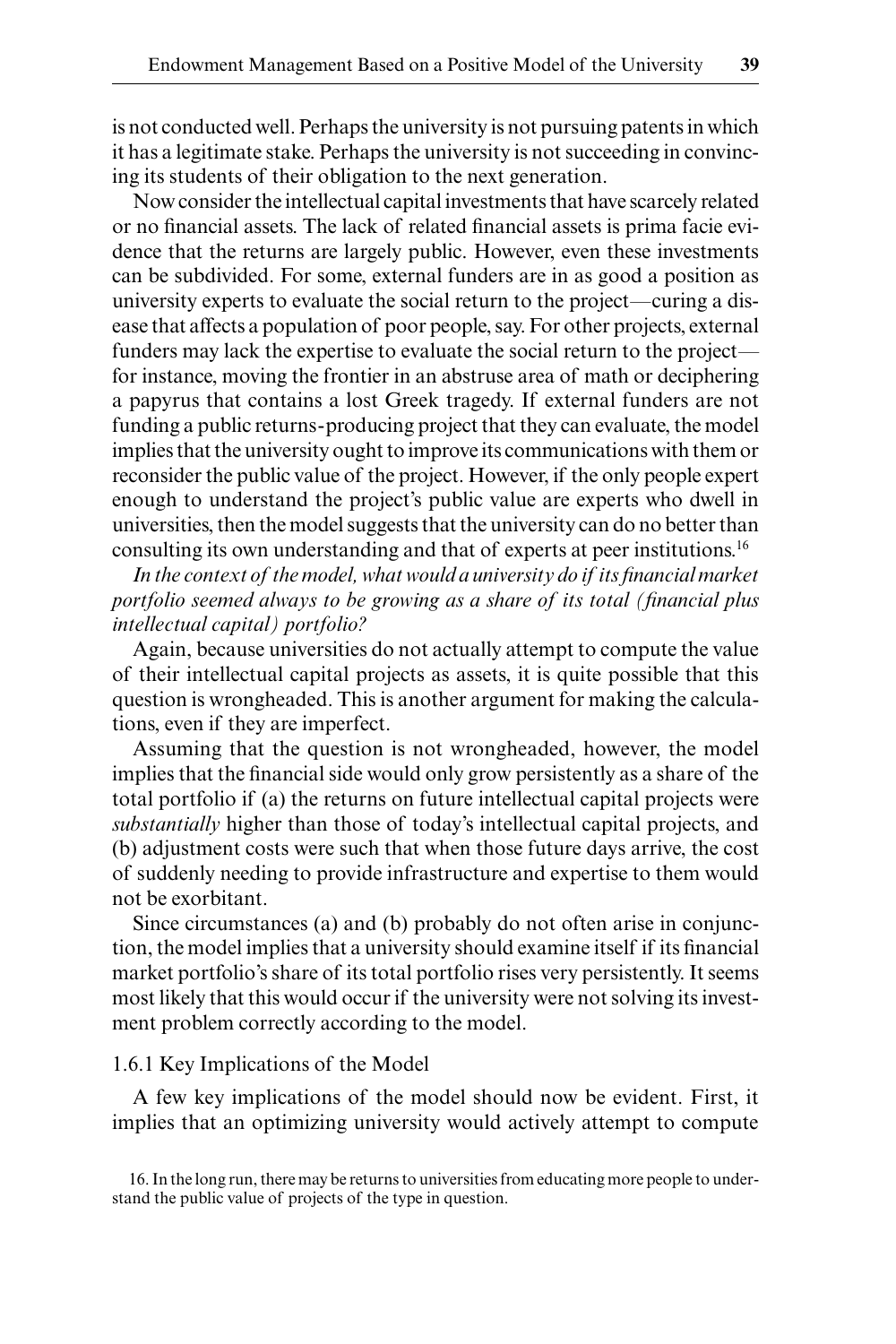is not conducted well. Perhaps the university is not pursuing patents in which it has a legitimate stake. Perhaps the university is not succeeding in convincing its students of their obligation to the next generation.

Now consider the intellectual capital investments that have scarcely related or no financial assets. The lack of related financial assets is prima facie evidence that the returns are largely public. However, even these investments can be subdivided. For some, external funders are in as good a position as university experts to evaluate the social return to the project—curing a disease that affects a population of poor people, say. For other projects, external funders may lack the expertise to evaluate the social return to the project—for instance, moving the frontier in an abstruse area of math or deciphering a papyrus that contains a lost Greek tragedy. If external funders are not funding a public returns-producing project that they can evaluate, the model implies that the university ought to improve its communications with them or reconsider the public value of the project. However, if the only people expert enough to understand the project's public value are experts who dwell in universities, then the model suggests that the university can do no better than consulting its own understanding and that of experts at peer institutions.[16]

*In the context of the model, what would a university do if its financial market portfolio seemed always to be growing as a share of its total (financial plus intellectual capital) portfolio?*

Again, because universities do not actually attempt to compute the value of their intellectual capital projects as assets, it is quite possible that this question is wrongheaded. This is another argument for making the calculations, even if they are imperfect.

Assuming that the question is not wrongheaded, however, the model implies that the financial side would only grow persistently as a share of the total portfolio if (a) the returns on future intellectual capital projects were *substantially* higher than those of today's intellectual capital projects, and (b) adjustment costs were such that when those future days arrive, the cost of suddenly needing to provide infrastructure and expertise to them would not be exorbitant.

Since circumstances (a) and (b) probably do not often arise in conjunction, the model implies that a university should examine itself if its financial market portfolio's share of its total portfolio rises very persistently. It seems most likely that this would occur if the university were not solving its investment problem correctly according to the model.

### 1.6.1 Key Implications of the Model

A few key implications of the model should now be evident. First, it implies that an optimizing university would actively attempt to compute

16. In the long run, there may be returns to universities from educating more people to understand the public value of projects of the type in question.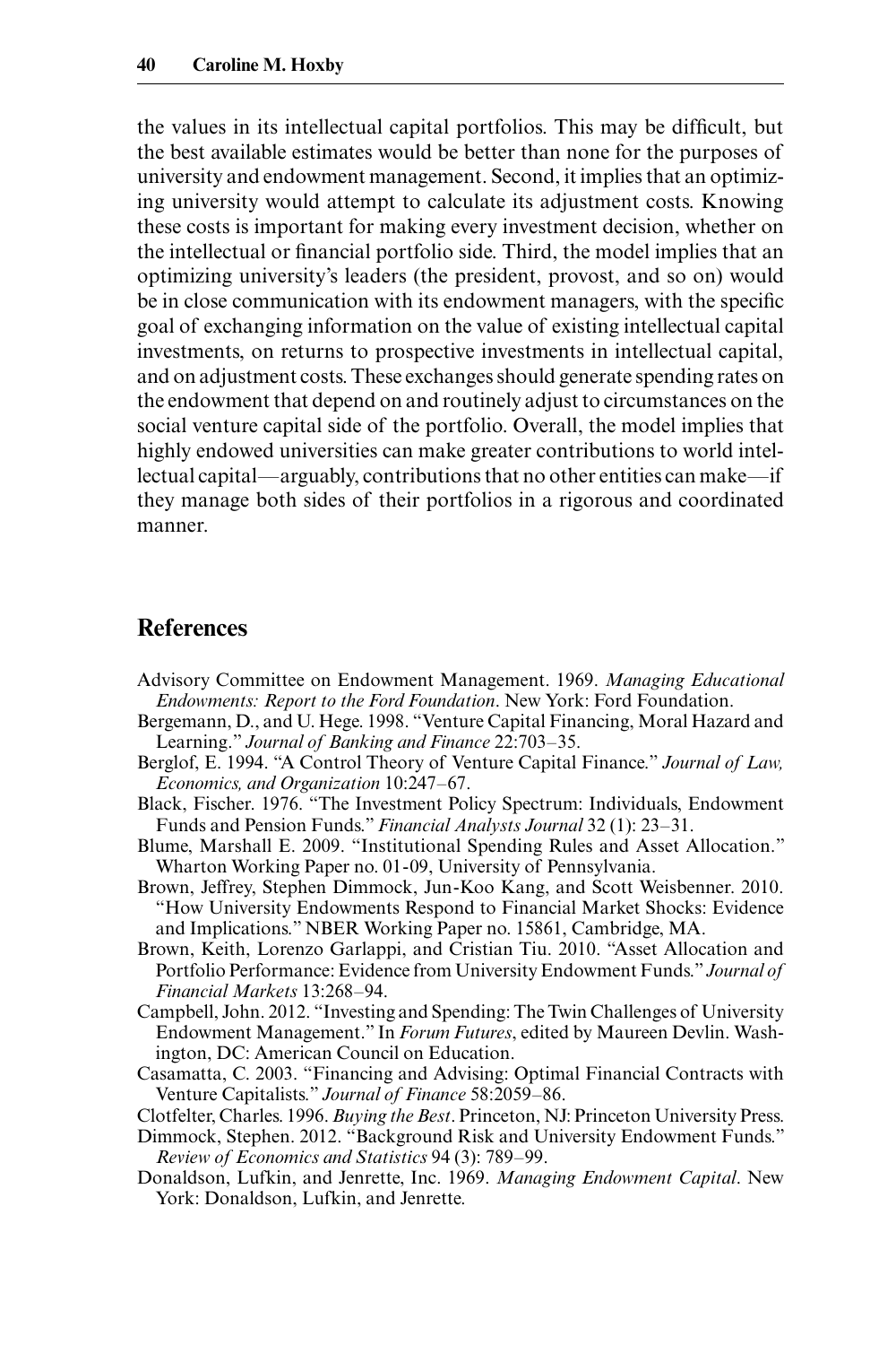the values in its intellectual capital portfolios. This may be difficult, but the best available estimates would be better than none for the purposes of university and endowment management. Second, it implies that an optimizing university would attempt to calculate its adjustment costs. Knowing these costs is important for making every investment decision, whether on the intellectual or financial portfolio side. Third, the model implies that an optimizing university's leaders (the president, provost, and so on) would be in close communication with its endowment managers, with the specific goal of exchanging information on the value of existing intellectual capital investments, on returns to prospective investments in intellectual capital, and on adjustment costs. These exchanges should generate spending rates on the endowment that depend on and routinely adjust to circumstances on the social venture capital side of the portfolio. Overall, the model implies that highly endowed universities can make greater contributions to world intellectual capital—arguably, contributions that no other entities can make—if they manage both sides of their portfolios in a rigorous and coordinated manner.

## References

Advisory Committee on Endowment Management. 1969. *Managing Educational Endowments: Report to the Ford Foundation*. New York: Ford Foundation.

Bergemann, D., and U. Hege. 1998. "Venture Capital Financing, Moral Hazard and Learning." *Journal of Banking and Finance* 22:703–35.

Berglof, E. 1994. "A Control Theory of Venture Capital Finance." *Journal of Law, Economics, and Organization* 10:247–67.

Black, Fischer. 1976. "The Investment Policy Spectrum: Individuals, Endowment Funds and Pension Funds." *Financial Analysts Journal* 32 (1): 23–31.

Blume, Marshall E. 2009. "Institutional Spending Rules and Asset Allocation." Wharton Working Paper no. 01-09, University of Pennsylvania.

Brown, Jeffrey, Stephen Dimmock, Jun-Koo Kang, and Scott Weisbenner. 2010. "How University Endowments Respond to Financial Market Shocks: Evidence and Implications." NBER Working Paper no. 15861, Cambridge, MA.

Brown, Keith, Lorenzo Garlappi, and Cristian Tiu. 2010. "Asset Allocation and Portfolio Performance: Evidence from University Endowment Funds." *Journal of Financial Markets* 13:268–94.

Campbell, John. 2012. "Investing and Spending: The Twin Challenges of University Endowment Management." In *Forum Futures*, edited by Maureen Devlin. Washington, DC: American Council on Education.

Casamatta, C. 2003. "Financing and Advising: Optimal Financial Contracts with Venture Capitalists." *Journal of Finance* 58:2059–86.

Clotfelter, Charles. 1996. *Buying the Best*. Princeton, NJ: Princeton University Press.

Dimmock, Stephen. 2012. "Background Risk and University Endowment Funds." *Review of Economics and Statistics* 94 (3): 789–99.

Donaldson, Lufkin, and Jenrette, Inc. 1969. *Managing Endowment Capital*. New York: Donaldson, Lufkin, and Jenrette.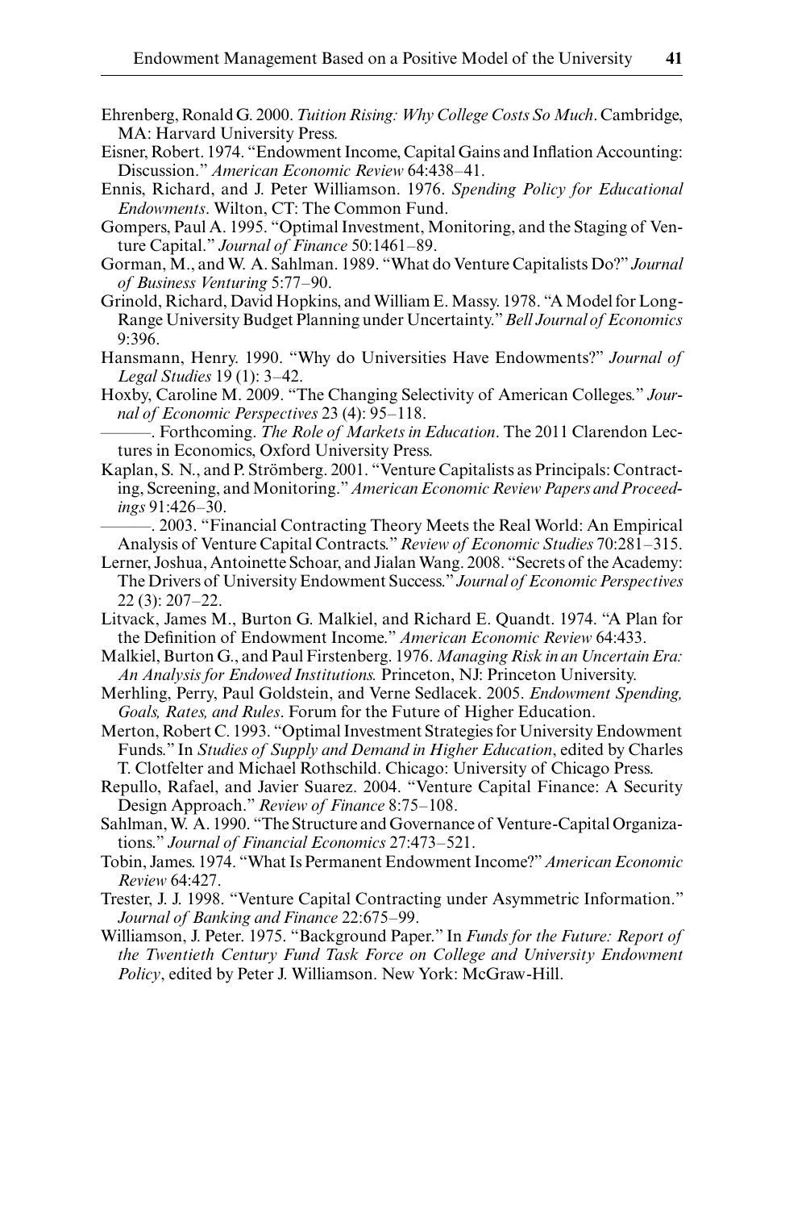Ehrenberg, Ronald G. 2000. *Tuition Rising: Why College Costs So Much*. Cambridge, MA: Harvard University Press.

Eisner, Robert. 1974. "Endowment Income, Capital Gains and Inflation Accounting: Discussion." *American Economic Review* 64:438–41.

Ennis, Richard, and J. Peter Williamson. 1976. *Spending Policy for Educational Endowments*. Wilton, CT: The Common Fund.

Gompers, Paul A. 1995. "Optimal Investment, Monitoring, and the Staging of Venture Capital." *Journal of Finance* 50:1461–89.

Gorman, M., and W. A. Sahlman. 1989. "What do Venture Capitalists Do?" *Journal of Business Venturing* 5:77–90.

Grinold, Richard, David Hopkins, and William E. Massy. 1978. "A Model for Long-Range University Budget Planning under Uncertainty." *Bell Journal of Economics* 9:396.

Hansmann, Henry. 1990. "Why do Universities Have Endowments?" *Journal of Legal Studies* 19 (1): 3–42.

Hoxby, Caroline M. 2009. "The Changing Selectivity of American Colleges." *Journal of Economic Perspectives* 23 (4): 95–118.

———. Forthcoming. *The Role of Markets in Education*. The 2011 Clarendon Lectures in Economics, Oxford University Press.

Kaplan, S. N., and P. Strömberg. 2001. "Venture Capitalists as Principals: Contracting, Screening, and Monitoring." *American Economic Review Papers and Proceedings* 91:426–30.

———. 2003. "Financial Contracting Theory Meets the Real World: An Empirical Analysis of Venture Capital Contracts." *Review of Economic Studies* 70:281–315.

Lerner, Joshua, Antoinette Schoar, and Jialan Wang. 2008. "Secrets of the Academy: The Drivers of University Endowment Success." *Journal of Economic Perspectives* 22 (3): 207–22.

Litvack, James M., Burton G. Malkiel, and Richard E. Quandt. 1974. "A Plan for the Definition of Endowment Income." *American Economic Review* 64:433.

Malkiel, Burton G., and Paul Firstenberg. 1976. *Managing Risk in an Uncertain Era: An Analysis for Endowed Institutions.* Princeton, NJ: Princeton University.

Merhling, Perry, Paul Goldstein, and Verne Sedlacek. 2005. *Endowment Spending, Goals, Rates, and Rules*. Forum for the Future of Higher Education.

Merton, Robert C. 1993. "Optimal Investment Strategies for University Endowment Funds." In *Studies of Supply and Demand in Higher Education*, edited by Charles T. Clotfelter and Michael Rothschild. Chicago: University of Chicago Press.

Repullo, Rafael, and Javier Suarez. 2004. "Venture Capital Finance: A Security Design Approach." *Review of Finance* 8:75–108.

Sahlman, W. A. 1990. "The Structure and Governance of Venture-Capital Organizations." *Journal of Financial Economics* 27:473–521.

Tobin, James. 1974. "What Is Permanent Endowment Income?" *American Economic Review* 64:427.

Trester, J. J. 1998. "Venture Capital Contracting under Asymmetric Information." *Journal of Banking and Finance* 22:675–99.

Williamson, J. Peter. 1975. "Background Paper." In *Funds for the Future: Report of the Twentieth Century Fund Task Force on College and University Endowment Policy*, edited by Peter J. Williamson. New York: McGraw-Hill.